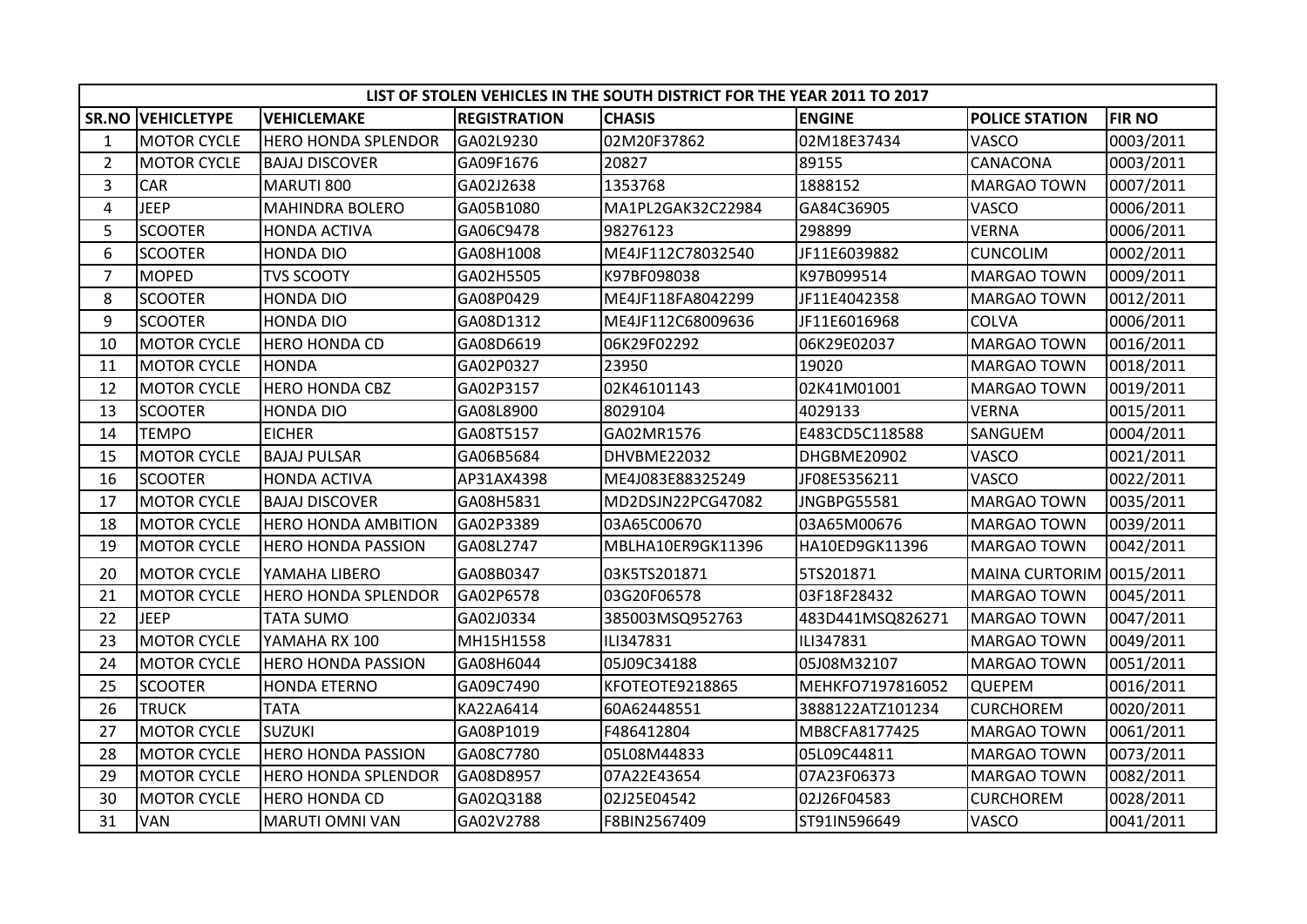| LIST OF STOLEN VEHICLES IN THE SOUTH DISTRICT FOR THE YEAR 2011 TO 2017 | | | | | | | |
|---|---|---|---|---|---|---|---|
| **SR.NO** | **VEHICLETYPE** | **VEHICLEMAKE** | **REGISTRATION** | **CHASIS** | **ENGINE** | **POLICE STATION** | **FIR NO** |
| 1 | MOTOR CYCLE | HERO HONDA SPLENDOR | GA02L9230 | 02M20F37862 | 02M18E37434 | VASCO | 0003/2011 |
| 2 | MOTOR CYCLE | BAJAJ DISCOVER | GA09F1676 | 20827 | 89155 | CANACONA | 0003/2011 |
| 3 | CAR | MARUTI 800 | GA02J2638 | 1353768 | 1888152 | MARGAO TOWN | 0007/2011 |
| 4 | JEEP | MAHINDRA BOLERO | GA05B1080 | MA1PL2GAK32C22984 | GA84C36905 | VASCO | 0006/2011 |
| 5 | SCOOTER | HONDA ACTIVA | GA06C9478 | 98276123 | 298899 | VERNA | 0006/2011 |
| 6 | SCOOTER | HONDA DIO | GA08H1008 | ME4JF112C78032540 | JF11E6039882 | CUNCOLIM | 0002/2011 |
| 7 | MOPED | TVS SCOOTY | GA02H5505 | K97BF098038 | K97B099514 | MARGAO TOWN | 0009/2011 |
| 8 | SCOOTER | HONDA DIO | GA08P0429 | ME4JF118FA8042299 | JF11E4042358 | MARGAO TOWN | 0012/2011 |
| 9 | SCOOTER | HONDA DIO | GA08D1312 | ME4JF112C68009636 | JF11E6016968 | COLVA | 0006/2011 |
| 10 | MOTOR CYCLE | HERO HONDA CD | GA08D6619 | 06K29F02292 | 06K29E02037 | MARGAO TOWN | 0016/2011 |
| 11 | MOTOR CYCLE | HONDA | GA02P0327 | 23950 | 19020 | MARGAO TOWN | 0018/2011 |
| 12 | MOTOR CYCLE | HERO HONDA CBZ | GA02P3157 | 02K46101143 | 02K41M01001 | MARGAO TOWN | 0019/2011 |
| 13 | SCOOTER | HONDA DIO | GA08L8900 | 8029104 | 4029133 | VERNA | 0015/2011 |
| 14 | TEMPO | EICHER | GA08T5157 | GA02MR1576 | E483CD5C118588 | SANGUEM | 0004/2011 |
| 15 | MOTOR CYCLE | BAJAJ PULSAR | GA06B5684 | DHVBME22032 | DHGBME20902 | VASCO | 0021/2011 |
| 16 | SCOOTER | HONDA ACTIVA | AP31AX4398 | ME4J083E88325249 | JF08E5356211 | VASCO | 0022/2011 |
| 17 | MOTOR CYCLE | BAJAJ DISCOVER | GA08H5831 | MD2DSJN22PCG47082 | JNGBPG55581 | MARGAO TOWN | 0035/2011 |
| 18 | MOTOR CYCLE | HERO HONDA AMBITION | GA02P3389 | 03A65C00670 | 03A65M00676 | MARGAO TOWN | 0039/2011 |
| 19 | MOTOR CYCLE | HERO HONDA PASSION | GA08L2747 | MBLHA10ER9GK11396 | HA10ED9GK11396 | MARGAO TOWN | 0042/2011 |
| 20 | MOTOR CYCLE | YAMAHA LIBERO | GA08B0347 | 03K5TS201871 | 5TS201871 | MAINA CURTORIM | 0015/2011 |
| 21 | MOTOR CYCLE | HERO HONDA SPLENDOR | GA02P6578 | 03G20F06578 | 03F18F28432 | MARGAO TOWN | 0045/2011 |
| 22 | JEEP | TATA SUMO | GA02J0334 | 385003MSQ952763 | 483D441MSQ826271 | MARGAO TOWN | 0047/2011 |
| 23 | MOTOR CYCLE | YAMAHA RX 100 | MH15H1558 | ILI347831 | ILI347831 | MARGAO TOWN | 0049/2011 |
| 24 | MOTOR CYCLE | HERO HONDA PASSION | GA08H6044 | 05J09C34188 | 05J08M32107 | MARGAO TOWN | 0051/2011 |
| 25 | SCOOTER | HONDA ETERNO | GA09C7490 | KFOTEOTE9218865 | MEHKFO7197816052 | QUEPEM | 0016/2011 |
| 26 | TRUCK | TATA | KA22A6414 | 60A62448551 | 3888122ATZ101234 | CURCHOREM | 0020/2011 |
| 27 | MOTOR CYCLE | SUZUKI | GA08P1019 | F486412804 | MB8CFA8177425 | MARGAO TOWN | 0061/2011 |
| 28 | MOTOR CYCLE | HERO HONDA PASSION | GA08C7780 | 05L08M44833 | 05L09C44811 | MARGAO TOWN | 0073/2011 |
| 29 | MOTOR CYCLE | HERO HONDA SPLENDOR | GA08D8957 | 07A22E43654 | 07A23F06373 | MARGAO TOWN | 0082/2011 |
| 30 | MOTOR CYCLE | HERO HONDA CD | GA02Q3188 | 02J25E04542 | 02J26F04583 | CURCHOREM | 0028/2011 |
| 31 | VAN | MARUTI OMNI VAN | GA02V2788 | F8BIN2567409 | ST91IN596649 | VASCO | 0041/2011 |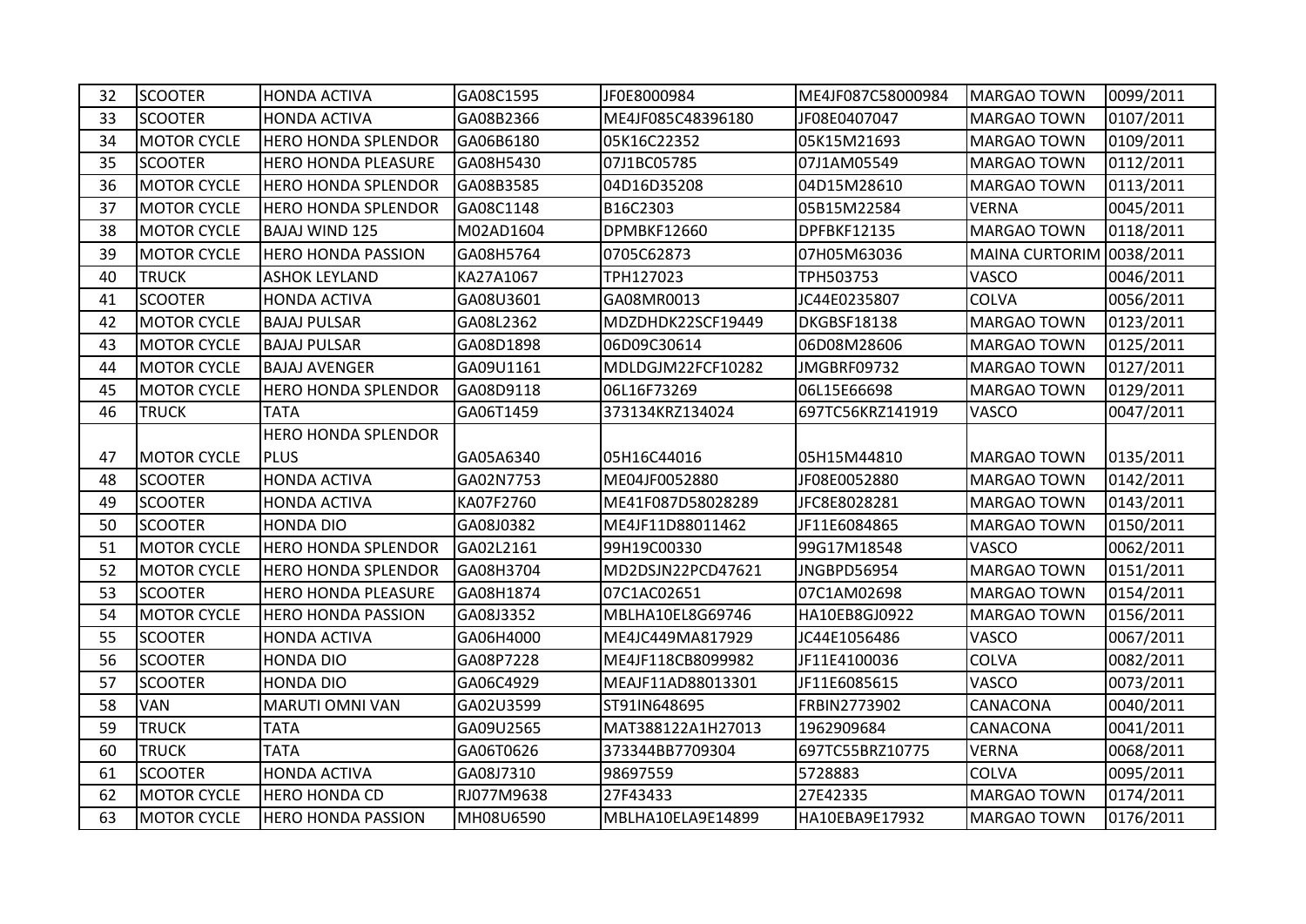| 32 | SCOOTER | HONDA ACTIVA | GA08C1595 | JF0E8000984 | ME4JF087C58000984 | MARGAO TOWN | 0099/2011 |
|---|---|---|---|---|---|---|---|
| 33 | SCOOTER | HONDA ACTIVA | GA08B2366 | ME4JF085C48396180 | JF08E0407047 | MARGAO TOWN | 0107/2011 |
| 34 | MOTOR CYCLE | HERO HONDA SPLENDOR | GA06B6180 | 05K16C22352 | 05K15M21693 | MARGAO TOWN | 0109/2011 |
| 35 | SCOOTER | HERO HONDA PLEASURE | GA08H5430 | 07J1BC05785 | 07J1AM05549 | MARGAO TOWN | 0112/2011 |
| 36 | MOTOR CYCLE | HERO HONDA SPLENDOR | GA08B3585 | 04D16D35208 | 04D15M28610 | MARGAO TOWN | 0113/2011 |
| 37 | MOTOR CYCLE | HERO HONDA SPLENDOR | GA08C1148 | B16C2303 | 05B15M22584 | VERNA | 0045/2011 |
| 38 | MOTOR CYCLE | BAJAJ WIND 125 | M02AD1604 | DPMBKF12660 | DPFBKF12135 | MARGAO TOWN | 0118/2011 |
| 39 | MOTOR CYCLE | HERO HONDA PASSION | GA08H5764 | 0705C62873 | 07H05M63036 | MAINA CURTORIM | 0038/2011 |
| 40 | TRUCK | ASHOK LEYLAND | KA27A1067 | TPH127023 | TPH503753 | VASCO | 0046/2011 |
| 41 | SCOOTER | HONDA ACTIVA | GA08U3601 | GA08MR0013 | JC44E0235807 | COLVA | 0056/2011 |
| 42 | MOTOR CYCLE | BAJAJ PULSAR | GA08L2362 | MDZDHDK22SCF19449 | DKGBSF18138 | MARGAO TOWN | 0123/2011 |
| 43 | MOTOR CYCLE | BAJAJ PULSAR | GA08D1898 | 06D09C30614 | 06D08M28606 | MARGAO TOWN | 0125/2011 |
| 44 | MOTOR CYCLE | BAJAJ AVENGER | GA09U1161 | MDLDGJM22FCF10282 | JMGBRF09732 | MARGAO TOWN | 0127/2011 |
| 45 | MOTOR CYCLE | HERO HONDA SPLENDOR | GA08D9118 | 06L16F73269 | 06L15E66698 | MARGAO TOWN | 0129/2011 |
| 46 | TRUCK | TATA | GA06T1459 | 373134KRZ134024 | 697TC56KRZ141919 | VASCO | 0047/2011 |
| 47 | MOTOR CYCLE | HERO HONDA SPLENDOR PLUS | GA05A6340 | 05H16C44016 | 05H15M44810 | MARGAO TOWN | 0135/2011 |
| 48 | SCOOTER | HONDA ACTIVA | GA02N7753 | ME04JF0052880 | JF08E0052880 | MARGAO TOWN | 0142/2011 |
| 49 | SCOOTER | HONDA ACTIVA | KA07F2760 | ME41F087D58028289 | JFC8E8028281 | MARGAO TOWN | 0143/2011 |
| 50 | SCOOTER | HONDA DIO | GA08J0382 | ME4JF11D88011462 | JF11E6084865 | MARGAO TOWN | 0150/2011 |
| 51 | MOTOR CYCLE | HERO HONDA SPLENDOR | GA02L2161 | 99H19C00330 | 99G17M18548 | VASCO | 0062/2011 |
| 52 | MOTOR CYCLE | HERO HONDA SPLENDOR | GA08H3704 | MD2DSJN22PCD47621 | JNGBPD56954 | MARGAO TOWN | 0151/2011 |
| 53 | SCOOTER | HERO HONDA PLEASURE | GA08H1874 | 07C1AC02651 | 07C1AM02698 | MARGAO TOWN | 0154/2011 |
| 54 | MOTOR CYCLE | HERO HONDA PASSION | GA08J3352 | MBLHA10EL8G69746 | HA10EB8GJ0922 | MARGAO TOWN | 0156/2011 |
| 55 | SCOOTER | HONDA ACTIVA | GA06H4000 | ME4JC449MA817929 | JC44E1056486 | VASCO | 0067/2011 |
| 56 | SCOOTER | HONDA DIO | GA08P7228 | ME4JF118CB8099982 | JF11E4100036 | COLVA | 0082/2011 |
| 57 | SCOOTER | HONDA DIO | GA06C4929 | MEAJF11AD88013301 | JF11E6085615 | VASCO | 0073/2011 |
| 58 | VAN | MARUTI OMNI VAN | GA02U3599 | ST91IN648695 | FRBIN2773902 | CANACONA | 0040/2011 |
| 59 | TRUCK | TATA | GA09U2565 | MAT388122A1H27013 | 1962909684 | CANACONA | 0041/2011 |
| 60 | TRUCK | TATA | GA06T0626 | 373344BB7709304 | 697TC55BRZ10775 | VERNA | 0068/2011 |
| 61 | SCOOTER | HONDA ACTIVA | GA08J7310 | 98697559 | 5728883 | COLVA | 0095/2011 |
| 62 | MOTOR CYCLE | HERO HONDA CD | RJ077M9638 | 27F43433 | 27E42335 | MARGAO TOWN | 0174/2011 |
| 63 | MOTOR CYCLE | HERO HONDA PASSION | MH08U6590 | MBLHA10ELA9E14899 | HA10EBA9E17932 | MARGAO TOWN | 0176/2011 |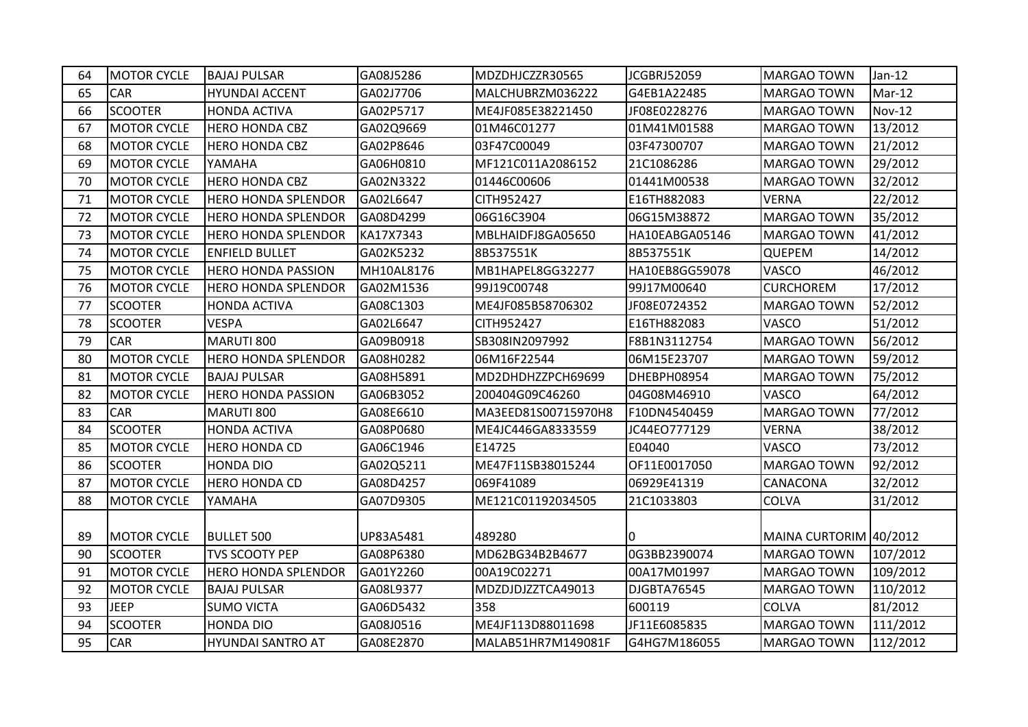| 64 | MOTOR CYCLE | BAJAJ PULSAR | GA08J5286 | MDZDHJCZZR30565 | JCGBRJ52059 | MARGAO TOWN | Jan-12 |
|---|---|---|---|---|---|---|---|
| 65 | CAR | HYUNDAI ACCENT | GA02J7706 | MALCHUBRZM036222 | G4EB1A22485 | MARGAO TOWN | Mar-12 |
| 66 | SCOOTER | HONDA ACTIVA | GA02P5717 | ME4JF085E38221450 | JF08E0228276 | MARGAO TOWN | Nov-12 |
| 67 | MOTOR CYCLE | HERO HONDA CBZ | GA02Q9669 | 01M46C01277 | 01M41M01588 | MARGAO TOWN | 13/2012 |
| 68 | MOTOR CYCLE | HERO HONDA CBZ | GA02P8646 | 03F47C00049 | 03F47300707 | MARGAO TOWN | 21/2012 |
| 69 | MOTOR CYCLE | YAMAHA | GA06H0810 | MF121C011A2086152 | 21C1086286 | MARGAO TOWN | 29/2012 |
| 70 | MOTOR CYCLE | HERO HONDA CBZ | GA02N3322 | 01446C00606 | 01441M00538 | MARGAO TOWN | 32/2012 |
| 71 | MOTOR CYCLE | HERO HONDA SPLENDOR | GA02L6647 | CITH952427 | E16TH882083 | VERNA | 22/2012 |
| 72 | MOTOR CYCLE | HERO HONDA SPLENDOR | GA08D4299 | 06G16C3904 | 06G15M38872 | MARGAO TOWN | 35/2012 |
| 73 | MOTOR CYCLE | HERO HONDA SPLENDOR | KA17X7343 | MBLHAIDFJ8GA05650 | HA10EABGA05146 | MARGAO TOWN | 41/2012 |
| 74 | MOTOR CYCLE | ENFIELD BULLET | GA02K5232 | 8B537551K | 8B537551K | QUEPEM | 14/2012 |
| 75 | MOTOR CYCLE | HERO HONDA PASSION | MH10AL8176 | MB1HAPEL8GG32277 | HA10EB8GG59078 | VASCO | 46/2012 |
| 76 | MOTOR CYCLE | HERO HONDA SPLENDOR | GA02M1536 | 99J19C00748 | 99J17M00640 | CURCHOREM | 17/2012 |
| 77 | SCOOTER | HONDA ACTIVA | GA08C1303 | ME4JF085B58706302 | JF08E0724352 | MARGAO TOWN | 52/2012 |
| 78 | SCOOTER | VESPA | GA02L6647 | CITH952427 | E16TH882083 | VASCO | 51/2012 |
| 79 | CAR | MARUTI 800 | GA09B0918 | SB308IN2097992 | F8B1N3112754 | MARGAO TOWN | 56/2012 |
| 80 | MOTOR CYCLE | HERO HONDA SPLENDOR | GA08H0282 | 06M16F22544 | 06M15E23707 | MARGAO TOWN | 59/2012 |
| 81 | MOTOR CYCLE | BAJAJ PULSAR | GA08H5891 | MD2DHDHZZPCH69699 | DHEBPH08954 | MARGAO TOWN | 75/2012 |
| 82 | MOTOR CYCLE | HERO HONDA PASSION | GA06B3052 | 200404G09C46260 | 04G08M46910 | VASCO | 64/2012 |
| 83 | CAR | MARUTI 800 | GA08E6610 | MA3EED81S00715970H8 | F10DN4540459 | MARGAO TOWN | 77/2012 |
| 84 | SCOOTER | HONDA ACTIVA | GA08P0680 | ME4JC446GA8333559 | JC44EO777129 | VERNA | 38/2012 |
| 85 | MOTOR CYCLE | HERO HONDA CD | GA06C1946 | E14725 | E04040 | VASCO | 73/2012 |
| 86 | SCOOTER | HONDA DIO | GA02Q5211 | ME47F11SB38015244 | OF11E0017050 | MARGAO TOWN | 92/2012 |
| 87 | MOTOR CYCLE | HERO HONDA CD | GA08D4257 | 069F41089 | 06929E41319 | CANACONA | 32/2012 |
| 88 | MOTOR CYCLE | YAMAHA | GA07D9305 | ME121C01192034505 | 21C1033803 | COLVA | 31/2012 |
| 89 | MOTOR CYCLE | BULLET 500 | UP83A5481 | 489280 | 0 | MAINA CURTORIM | 40/2012 |
| 90 | SCOOTER | TVS SCOOTY PEP | GA08P6380 | MD62BG34B2B4677 | 0G3BB2390074 | MARGAO TOWN | 107/2012 |
| 91 | MOTOR CYCLE | HERO HONDA SPLENDOR | GA01Y2260 | 00A19C02271 | 00A17M01997 | MARGAO TOWN | 109/2012 |
| 92 | MOTOR CYCLE | BAJAJ PULSAR | GA08L9377 | MDZDJDJZZTCA49013 | DJGBTA76545 | MARGAO TOWN | 110/2012 |
| 93 | JEEP | SUMO VICTA | GA06D5432 | 358 | 600119 | COLVA | 81/2012 |
| 94 | SCOOTER | HONDA DIO | GA08J0516 | ME4JF113D88011698 | JF11E6085835 | MARGAO TOWN | 111/2012 |
| 95 | CAR | HYUNDAI SANTRO AT | GA08E2870 | MALAB51HR7M149081F | G4HG7M186055 | MARGAO TOWN | 112/2012 |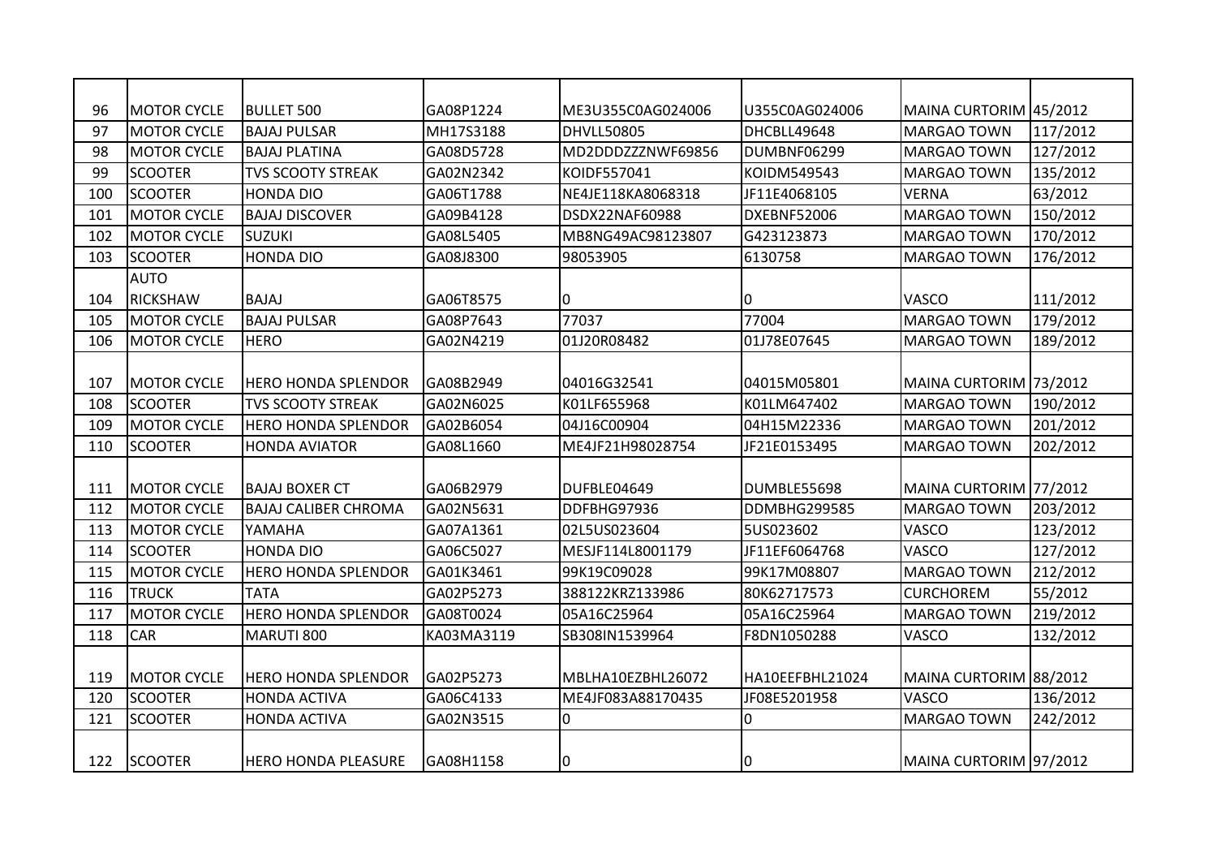| | | | | | | | |
|---|---|---|---|---|---|---|---|
| 96 | MOTOR CYCLE | BULLET 500 | GA08P1224 | ME3U355C0AG024006 | U355C0AG024006 | MAINA CURTORIM | 45/2012 |
| 97 | MOTOR CYCLE | BAJAJ PULSAR | MH17S3188 | DHVLL50805 | DHCBLL49648 | MARGAO TOWN | 117/2012 |
| 98 | MOTOR CYCLE | BAJAJ PLATINA | GA08D5728 | MD2DDDZZZNWF69856 | DUMBNF06299 | MARGAO TOWN | 127/2012 |
| 99 | SCOOTER | TVS SCOOTY STREAK | GA02N2342 | KOIDF557041 | KOIDM549543 | MARGAO TOWN | 135/2012 |
| 100 | SCOOTER | HONDA DIO | GA06T1788 | NE4JE118KA8068318 | JF11E4068105 | VERNA | 63/2012 |
| 101 | MOTOR CYCLE | BAJAJ DISCOVER | GA09B4128 | DSDX22NAF60988 | DXEBNF52006 | MARGAO TOWN | 150/2012 |
| 102 | MOTOR CYCLE | SUZUKI | GA08L5405 | MB8NG49AC98123807 | G423123873 | MARGAO TOWN | 170/2012 |
| 103 | SCOOTER | HONDA DIO | GA08J8300 | 98053905 | 6130758 | MARGAO TOWN | 176/2012 |
| 104 | AUTO RICKSHAW | BAJAJ | GA06T8575 | 0 | 0 | VASCO | 111/2012 |
| 105 | MOTOR CYCLE | BAJAJ PULSAR | GA08P7643 | 77037 | 77004 | MARGAO TOWN | 179/2012 |
| 106 | MOTOR CYCLE | HERO | GA02N4219 | 01J20R08482 | 01J78E07645 | MARGAO TOWN | 189/2012 |
| 107 | MOTOR CYCLE | HERO HONDA SPLENDOR | GA08B2949 | 04016G32541 | 04015M05801 | MAINA CURTORIM | 73/2012 |
| 108 | SCOOTER | TVS SCOOTY STREAK | GA02N6025 | K01LF655968 | K01LM647402 | MARGAO TOWN | 190/2012 |
| 109 | MOTOR CYCLE | HERO HONDA SPLENDOR | GA02B6054 | 04J16C00904 | 04H15M22336 | MARGAO TOWN | 201/2012 |
| 110 | SCOOTER | HONDA AVIATOR | GA08L1660 | ME4JF21H98028754 | JF21E0153495 | MARGAO TOWN | 202/2012 |
| 111 | MOTOR CYCLE | BAJAJ BOXER CT | GA06B2979 | DUFBLE04649 | DUMBLE55698 | MAINA CURTORIM | 77/2012 |
| 112 | MOTOR CYCLE | BAJAJ CALIBER CHROMA | GA02N5631 | DDFBHG97936 | DDMBHG299585 | MARGAO TOWN | 203/2012 |
| 113 | MOTOR CYCLE | YAMAHA | GA07A1361 | 02L5US023604 | 5US023602 | VASCO | 123/2012 |
| 114 | SCOOTER | HONDA DIO | GA06C5027 | MESJF114L8001179 | JF11EF6064768 | VASCO | 127/2012 |
| 115 | MOTOR CYCLE | HERO HONDA SPLENDOR | GA01K3461 | 99K19C09028 | 99K17M08807 | MARGAO TOWN | 212/2012 |
| 116 | TRUCK | TATA | GA02P5273 | 388122KRZ133986 | 80K62717573 | CURCHOREM | 55/2012 |
| 117 | MOTOR CYCLE | HERO HONDA SPLENDOR | GA08T0024 | 05A16C25964 | 05A16C25964 | MARGAO TOWN | 219/2012 |
| 118 | CAR | MARUTI 800 | KA03MA3119 | SB308IN1539964 | F8DN1050288 | VASCO | 132/2012 |
| 119 | MOTOR CYCLE | HERO HONDA SPLENDOR | GA02P5273 | MBLHA10EZBHL26072 | HA10EEFBHL21024 | MAINA CURTORIM | 88/2012 |
| 120 | SCOOTER | HONDA ACTIVA | GA06C4133 | ME4JF083A88170435 | JF08E5201958 | VASCO | 136/2012 |
| 121 | SCOOTER | HONDA ACTIVA | GA02N3515 | 0 | 0 | MARGAO TOWN | 242/2012 |
| 122 | SCOOTER | HERO HONDA PLEASURE | GA08H1158 | 0 | 0 | MAINA CURTORIM | 97/2012 |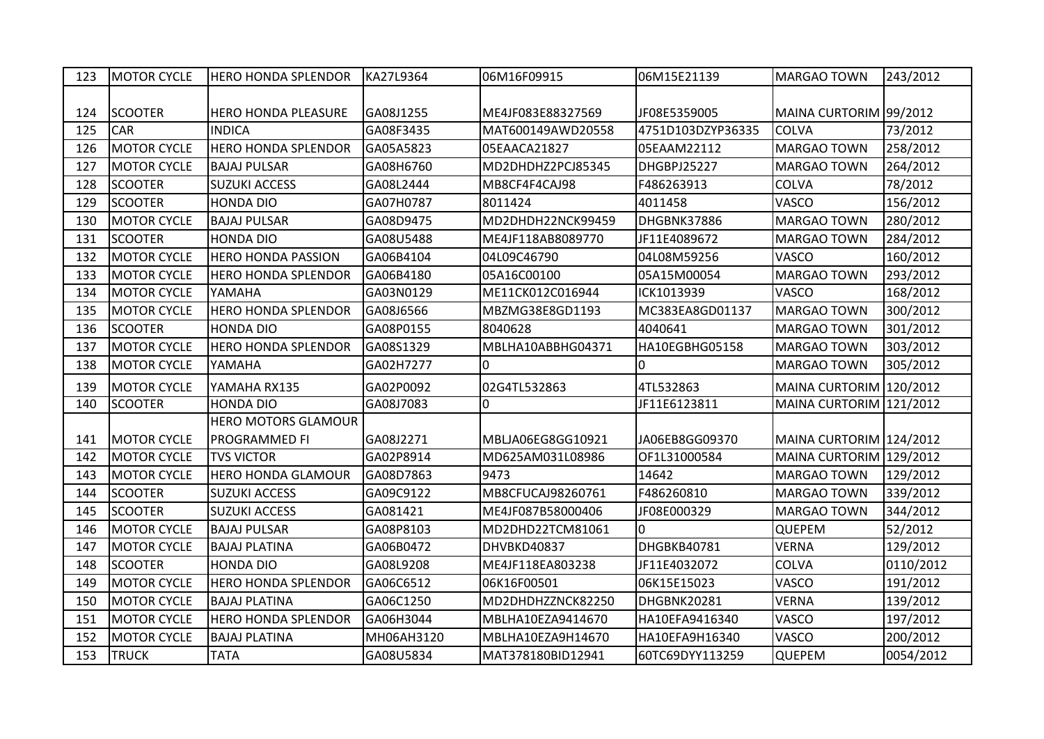| 123 | MOTOR CYCLE | HERO HONDA SPLENDOR | KA27L9364 | 06M16F09915 | 06M15E21139 | MARGAO TOWN | 243/2012 |
|---|---|---|---|---|---|---|---|
| 124 | SCOOTER | HERO HONDA PLEASURE | GA08J1255 | ME4JF083E88327569 | JF08E5359005 | MAINA CURTORIM | 99/2012 |
| 125 | CAR | INDICA | GA08F3435 | MAT600149AWD20558 | 4751D103DZYP36335 | COLVA | 73/2012 |
| 126 | MOTOR CYCLE | HERO HONDA SPLENDOR | GA05A5823 | 05EAACA21827 | 05EAAM22112 | MARGAO TOWN | 258/2012 |
| 127 | MOTOR CYCLE | BAJAJ PULSAR | GA08H6760 | MD2DHDHZ2PCJ85345 | DHGBPJ25227 | MARGAO TOWN | 264/2012 |
| 128 | SCOOTER | SUZUKI ACCESS | GA08L2444 | MB8CF4F4CAJ98 | F486263913 | COLVA | 78/2012 |
| 129 | SCOOTER | HONDA DIO | GA07H0787 | 8011424 | 4011458 | VASCO | 156/2012 |
| 130 | MOTOR CYCLE | BAJAJ PULSAR | GA08D9475 | MD2DHDH22NCK99459 | DHGBNK37886 | MARGAO TOWN | 280/2012 |
| 131 | SCOOTER | HONDA DIO | GA08U5488 | ME4JF118AB8089770 | JF11E4089672 | MARGAO TOWN | 284/2012 |
| 132 | MOTOR CYCLE | HERO HONDA PASSION | GA06B4104 | 04L09C46790 | 04L08M59256 | VASCO | 160/2012 |
| 133 | MOTOR CYCLE | HERO HONDA SPLENDOR | GA06B4180 | 05A16C00100 | 05A15M00054 | MARGAO TOWN | 293/2012 |
| 134 | MOTOR CYCLE | YAMAHA | GA03N0129 | ME11CK012C016944 | ICK1013939 | VASCO | 168/2012 |
| 135 | MOTOR CYCLE | HERO HONDA SPLENDOR | GA08J6566 | MBZMG38E8GD1193 | MC383EA8GD01137 | MARGAO TOWN | 300/2012 |
| 136 | SCOOTER | HONDA DIO | GA08P0155 | 8040628 | 4040641 | MARGAO TOWN | 301/2012 |
| 137 | MOTOR CYCLE | HERO HONDA SPLENDOR | GA08S1329 | MBLHA10ABBHG04371 | HA10EGBHG05158 | MARGAO TOWN | 303/2012 |
| 138 | MOTOR CYCLE | YAMAHA | GA02H7277 | 0 | 0 | MARGAO TOWN | 305/2012 |
| 139 | MOTOR CYCLE | YAMAHA RX135 | GA02P0092 | 02G4TL532863 | 4TL532863 | MAINA CURTORIM | 120/2012 |
| 140 | SCOOTER | HONDA DIO | GA08J7083 | 0 | JF11E6123811 | MAINA CURTORIM | 121/2012 |
| 141 | MOTOR CYCLE | HERO MOTORS GLAMOUR PROGRAMMED FI | GA08J2271 | MBLJA06EG8GG10921 | JA06EB8GG09370 | MAINA CURTORIM | 124/2012 |
| 142 | MOTOR CYCLE | TVS VICTOR | GA02P8914 | MD625AM031L08986 | OF1L31000584 | MAINA CURTORIM | 129/2012 |
| 143 | MOTOR CYCLE | HERO HONDA GLAMOUR | GA08D7863 | 9473 | 14642 | MARGAO TOWN | 129/2012 |
| 144 | SCOOTER | SUZUKI ACCESS | GA09C9122 | MB8CFUCAJ98260761 | F486260810 | MARGAO TOWN | 339/2012 |
| 145 | SCOOTER | SUZUKI ACCESS | GA081421 | ME4JF087B58000406 | JF08E000329 | MARGAO TOWN | 344/2012 |
| 146 | MOTOR CYCLE | BAJAJ PULSAR | GA08P8103 | MD2DHD22TCM81061 | 0 | QUEPEM | 52/2012 |
| 147 | MOTOR CYCLE | BAJAJ PLATINA | GA06B0472 | DHVBKD40837 | DHGBKB40781 | VERNA | 129/2012 |
| 148 | SCOOTER | HONDA DIO | GA08L9208 | ME4JF118EA803238 | JF11E4032072 | COLVA | 0110/2012 |
| 149 | MOTOR CYCLE | HERO HONDA SPLENDOR | GA06C6512 | 06K16F00501 | 06K15E15023 | VASCO | 191/2012 |
| 150 | MOTOR CYCLE | BAJAJ PLATINA | GA06C1250 | MD2DHDHZZNCK82250 | DHGBNK20281 | VERNA | 139/2012 |
| 151 | MOTOR CYCLE | HERO HONDA SPLENDOR | GA06H3044 | MBLHA10EZA9414670 | HA10EFA9416340 | VASCO | 197/2012 |
| 152 | MOTOR CYCLE | BAJAJ PLATINA | MH06AH3120 | MBLHA10EZA9H14670 | HA10EFA9H16340 | VASCO | 200/2012 |
| 153 | TRUCK | TATA | GA08U5834 | MAT378180BID12941 | 60TC69DYY113259 | QUEPEM | 0054/2012 |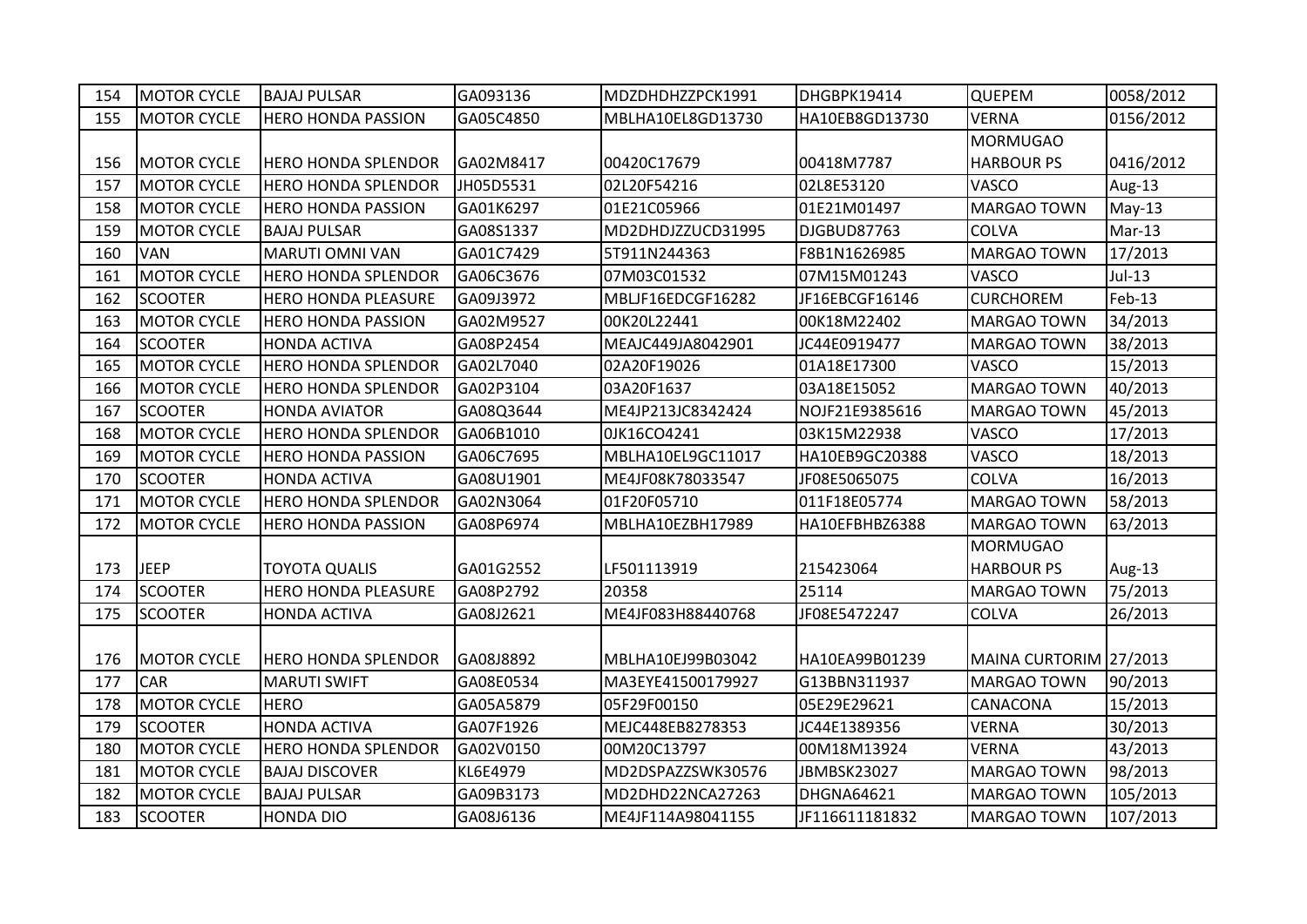| 154 | MOTOR CYCLE | BAJAJ PULSAR | GA093136 | MDZDHDHZZPCK1991 | DHGBPK19414 | QUEPEM | 0058/2012 |
|---|---|---|---|---|---|---|---|
| 155 | MOTOR CYCLE | HERO HONDA PASSION | GA05C4850 | MBLHA10EL8GD13730 | HA10EB8GD13730 | VERNA | 0156/2012 |
| 156 | MOTOR CYCLE | HERO HONDA SPLENDOR | GA02M8417 | 00420C17679 | 00418M7787 | MORMUGAO HARBOUR PS | 0416/2012 |
| 157 | MOTOR CYCLE | HERO HONDA SPLENDOR | JH05D5531 | 02L20F54216 | 02L8E53120 | VASCO | Aug-13 |
| 158 | MOTOR CYCLE | HERO HONDA PASSION | GA01K6297 | 01E21C05966 | 01E21M01497 | MARGAO TOWN | May-13 |
| 159 | MOTOR CYCLE | BAJAJ PULSAR | GA08S1337 | MD2DHDJZZUCD31995 | DJGBUD87763 | COLVA | Mar-13 |
| 160 | VAN | MARUTI OMNI VAN | GA01C7429 | 5T911N244363 | F8B1N1626985 | MARGAO TOWN | 17/2013 |
| 161 | MOTOR CYCLE | HERO HONDA SPLENDOR | GA06C3676 | 07M03C01532 | 07M15M01243 | VASCO | Jul-13 |
| 162 | SCOOTER | HERO HONDA PLEASURE | GA09J3972 | MBLJF16EDCGF16282 | JF16EBCGF16146 | CURCHOREM | Feb-13 |
| 163 | MOTOR CYCLE | HERO HONDA PASSION | GA02M9527 | 00K20L22441 | 00K18M22402 | MARGAO TOWN | 34/2013 |
| 164 | SCOOTER | HONDA ACTIVA | GA08P2454 | MEAJC449JA8042901 | JC44E0919477 | MARGAO TOWN | 38/2013 |
| 165 | MOTOR CYCLE | HERO HONDA SPLENDOR | GA02L7040 | 02A20F19026 | 01A18E17300 | VASCO | 15/2013 |
| 166 | MOTOR CYCLE | HERO HONDA SPLENDOR | GA02P3104 | 03A20F1637 | 03A18E15052 | MARGAO TOWN | 40/2013 |
| 167 | SCOOTER | HONDA AVIATOR | GA08Q3644 | ME4JP213JC8342424 | NOJF21E9385616 | MARGAO TOWN | 45/2013 |
| 168 | MOTOR CYCLE | HERO HONDA SPLENDOR | GA06B1010 | 0JK16CO4241 | 03K15M22938 | VASCO | 17/2013 |
| 169 | MOTOR CYCLE | HERO HONDA PASSION | GA06C7695 | MBLHA10EL9GC11017 | HA10EB9GC20388 | VASCO | 18/2013 |
| 170 | SCOOTER | HONDA ACTIVA | GA08U1901 | ME4JF08K78033547 | JF08E5065075 | COLVA | 16/2013 |
| 171 | MOTOR CYCLE | HERO HONDA SPLENDOR | GA02N3064 | 01F20F05710 | 011F18E05774 | MARGAO TOWN | 58/2013 |
| 172 | MOTOR CYCLE | HERO HONDA PASSION | GA08P6974 | MBLHA10EZBH17989 | HA10EFBHBZ6388 | MARGAO TOWN | 63/2013 |
| 173 | JEEP | TOYOTA QUALIS | GA01G2552 | LF501113919 | 215423064 | MORMUGAO HARBOUR PS | Aug-13 |
| 174 | SCOOTER | HERO HONDA PLEASURE | GA08P2792 | 20358 | 25114 | MARGAO TOWN | 75/2013 |
| 175 | SCOOTER | HONDA ACTIVA | GA08J2621 | ME4JF083H88440768 | JF08E5472247 | COLVA | 26/2013 |
| 176 | MOTOR CYCLE | HERO HONDA SPLENDOR | GA08J8892 | MBLHA10EJ99B03042 | HA10EA99B01239 | MAINA CURTORIM | 27/2013 |
| 177 | CAR | MARUTI SWIFT | GA08E0534 | MA3EYE41500179927 | G13BBN311937 | MARGAO TOWN | 90/2013 |
| 178 | MOTOR CYCLE | HERO | GA05A5879 | 05F29F00150 | 05E29E29621 | CANACONA | 15/2013 |
| 179 | SCOOTER | HONDA ACTIVA | GA07F1926 | MEJC448EB8278353 | JC44E1389356 | VERNA | 30/2013 |
| 180 | MOTOR CYCLE | HERO HONDA SPLENDOR | GA02V0150 | 00M20C13797 | 00M18M13924 | VERNA | 43/2013 |
| 181 | MOTOR CYCLE | BAJAJ DISCOVER | KL6E4979 | MD2DSPAZZSWK30576 | JBMBSK23027 | MARGAO TOWN | 98/2013 |
| 182 | MOTOR CYCLE | BAJAJ PULSAR | GA09B3173 | MD2DHD22NCA27263 | DHGNA64621 | MARGAO TOWN | 105/2013 |
| 183 | SCOOTER | HONDA DIO | GA08J6136 | ME4JF114A98041155 | JF116611181832 | MARGAO TOWN | 107/2013 |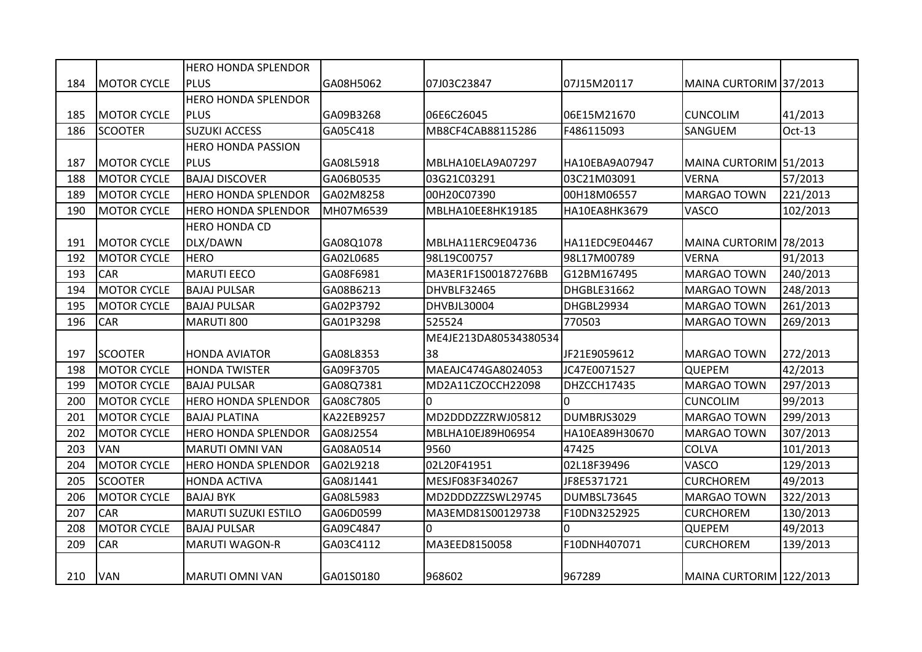| 184 | MOTOR CYCLE | HERO HONDA SPLENDOR PLUS | GA08H5062 | 07J03C23847 | 07J15M20117 | MAINA CURTORIM | 37/2013 |
|---|---|---|---|---|---|---|---|
| 185 | MOTOR CYCLE | HERO HONDA SPLENDOR PLUS | GA09B3268 | 06E6C26045 | 06E15M21670 | CUNCOLIM | 41/2013 |
| 186 | SCOOTER | SUZUKI ACCESS | GA05C418 | MB8CF4CAB88115286 | F486115093 | SANGUEM | Oct-13 |
| 187 | MOTOR CYCLE | HERO HONDA PASSION PLUS | GA08L5918 | MBLHA10ELA9A07297 | HA10EBA9A07947 | MAINA CURTORIM | 51/2013 |
| 188 | MOTOR CYCLE | BAJAJ DISCOVER | GA06B0535 | 03G21C03291 | 03C21M03091 | VERNA | 57/2013 |
| 189 | MOTOR CYCLE | HERO HONDA SPLENDOR | GA02M8258 | 00H20C07390 | 00H18M06557 | MARGAO TOWN | 221/2013 |
| 190 | MOTOR CYCLE | HERO HONDA SPLENDOR | MH07M6539 | MBLHA10EE8HK19185 | HA10EA8HK3679 | VASCO | 102/2013 |
| 191 | MOTOR CYCLE | HERO HONDA CD DLX/DAWN | GA08Q1078 | MBLHA11ERC9E04736 | HA11EDC9E04467 | MAINA CURTORIM | 78/2013 |
| 192 | MOTOR CYCLE | HERO | GA02L0685 | 98L19C00757 | 98L17M00789 | VERNA | 91/2013 |
| 193 | CAR | MARUTI EECO | GA08F6981 | MA3ER1F1S00187276BB | G12BM167495 | MARGAO TOWN | 240/2013 |
| 194 | MOTOR CYCLE | BAJAJ PULSAR | GA08B6213 | DHVBLF32465 | DHGBLE31662 | MARGAO TOWN | 248/2013 |
| 195 | MOTOR CYCLE | BAJAJ PULSAR | GA02P3792 | DHVBJL30004 | DHGBL29934 | MARGAO TOWN | 261/2013 |
| 196 | CAR | MARUTI 800 | GA01P3298 | 525524 | 770503 | MARGAO TOWN | 269/2013 |
| 197 | SCOOTER | HONDA AVIATOR | GA08L8353 | ME4JE213DA8053438053438 | JF21E9059612 | MARGAO TOWN | 272/2013 |
| 198 | MOTOR CYCLE | HONDA TWISTER | GA09F3705 | MAEAJC474GA8024053 | JC47E0071527 | QUEPEM | 42/2013 |
| 199 | MOTOR CYCLE | BAJAJ PULSAR | GA08Q7381 | MD2A11CZOCCH22098 | DHZCCH17435 | MARGAO TOWN | 297/2013 |
| 200 | MOTOR CYCLE | HERO HONDA SPLENDOR | GA08C7805 | 0 | 0 | CUNCOLIM | 99/2013 |
| 201 | MOTOR CYCLE | BAJAJ PLATINA | KA22EB9257 | MD2DDDZZZRWJ05812 | DUMBRJS3029 | MARGAO TOWN | 299/2013 |
| 202 | MOTOR CYCLE | HERO HONDA SPLENDOR | GA08J2554 | MBLHA10EJ89H06954 | HA10EA89H30670 | MARGAO TOWN | 307/2013 |
| 203 | VAN | MARUTI OMNI VAN | GA08A0514 | 9560 | 47425 | COLVA | 101/2013 |
| 204 | MOTOR CYCLE | HERO HONDA SPLENDOR | GA02L9218 | 02L20F41951 | 02L18F39496 | VASCO | 129/2013 |
| 205 | SCOOTER | HONDA ACTIVA | GA08J1441 | MESJF083F340267 | JF8E5371721 | CURCHOREM | 49/2013 |
| 206 | MOTOR CYCLE | BAJAJ BYK | GA08L5983 | MD2DDDZZZSWL29745 | DUMBSL73645 | MARGAO TOWN | 322/2013 |
| 207 | CAR | MARUTI SUZUKI ESTILO | GA06D0599 | MA3EMD81S00129738 | F10DN3252925 | CURCHOREM | 130/2013 |
| 208 | MOTOR CYCLE | BAJAJ PULSAR | GA09C4847 | 0 | 0 | QUEPEM | 49/2013 |
| 209 | CAR | MARUTI WAGON-R | GA03C4112 | MA3EED8150058 | F10DNH407071 | CURCHOREM | 139/2013 |
| 210 | VAN | MARUTI OMNI VAN | GA01S0180 | 968602 | 967289 | MAINA CURTORIM | 122/2013 |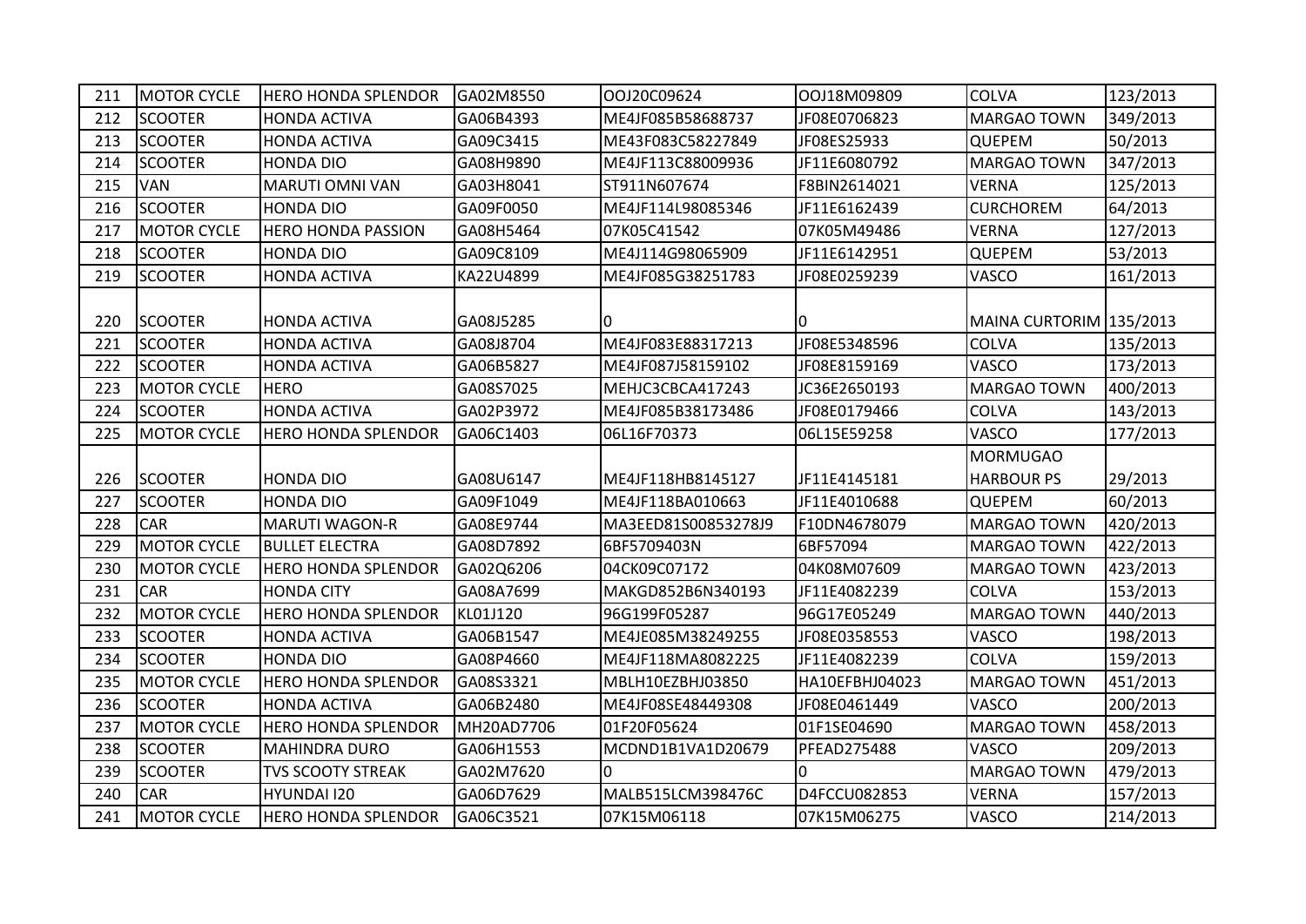| 211 | MOTOR CYCLE | HERO HONDA SPLENDOR | GA02M8550 | OOJ20C09624 | OOJ18M09809 | COLVA | 123/2013 |
|---|---|---|---|---|---|---|---|
| 212 | SCOOTER | HONDA ACTIVA | GA06B4393 | ME4JF085B58688737 | JF08E0706823 | MARGAO TOWN | 349/2013 |
| 213 | SCOOTER | HONDA ACTIVA | GA09C3415 | ME43F083C58227849 | JF08ES25933 | QUEPEM | 50/2013 |
| 214 | SCOOTER | HONDA DIO | GA08H9890 | ME4JF113C88009936 | JF11E6080792 | MARGAO TOWN | 347/2013 |
| 215 | VAN | MARUTI OMNI VAN | GA03H8041 | ST911N607674 | F8BIN2614021 | VERNA | 125/2013 |
| 216 | SCOOTER | HONDA DIO | GA09F0050 | ME4JF114L98085346 | JF11E6162439 | CURCHOREM | 64/2013 |
| 217 | MOTOR CYCLE | HERO HONDA PASSION | GA08H5464 | 07K05C41542 | 07K05M49486 | VERNA | 127/2013 |
| 218 | SCOOTER | HONDA DIO | GA09C8109 | ME4J114G98065909 | JF11E6142951 | QUEPEM | 53/2013 |
| 219 | SCOOTER | HONDA ACTIVA | KA22U4899 | ME4JF085G38251783 | JF08E0259239 | VASCO | 161/2013 |
| 220 | SCOOTER | HONDA ACTIVA | GA08J5285 | 0 | 0 | MAINA CURTORIM | 135/2013 |
| 221 | SCOOTER | HONDA ACTIVA | GA08J8704 | ME4JF083E88317213 | JF08E5348596 | COLVA | 135/2013 |
| 222 | SCOOTER | HONDA ACTIVA | GA06B5827 | ME4JF087J58159102 | JF08E8159169 | VASCO | 173/2013 |
| 223 | MOTOR CYCLE | HERO | GA08S7025 | MEHJC3CBCA417243 | JC36E2650193 | MARGAO TOWN | 400/2013 |
| 224 | SCOOTER | HONDA ACTIVA | GA02P3972 | ME4JF085B38173486 | JF08E0179466 | COLVA | 143/2013 |
| 225 | MOTOR CYCLE | HERO HONDA SPLENDOR | GA06C1403 | 06L16F70373 | 06L15E59258 | VASCO | 177/2013 |
| 226 | SCOOTER | HONDA DIO | GA08U6147 | ME4JF118HB8145127 | JF11E4145181 | MORMUGAO HARBOUR PS | 29/2013 |
| 227 | SCOOTER | HONDA DIO | GA09F1049 | ME4JF118BA010663 | JF11E4010688 | QUEPEM | 60/2013 |
| 228 | CAR | MARUTI WAGON-R | GA08E9744 | MA3EED81S00853278J9 | F10DN4678079 | MARGAO TOWN | 420/2013 |
| 229 | MOTOR CYCLE | BULLET ELECTRA | GA08D7892 | 6BF5709403N | 6BF57094 | MARGAO TOWN | 422/2013 |
| 230 | MOTOR CYCLE | HERO HONDA SPLENDOR | GA02Q6206 | 04CK09C07172 | 04K08M07609 | MARGAO TOWN | 423/2013 |
| 231 | CAR | HONDA CITY | GA08A7699 | MAKGD852B6N340193 | JF11E4082239 | COLVA | 153/2013 |
| 232 | MOTOR CYCLE | HERO HONDA SPLENDOR | KL01J120 | 96G199F05287 | 96G17E05249 | MARGAO TOWN | 440/2013 |
| 233 | SCOOTER | HONDA ACTIVA | GA06B1547 | ME4JE085M38249255 | JF08E0358553 | VASCO | 198/2013 |
| 234 | SCOOTER | HONDA DIO | GA08P4660 | ME4JF118MA8082225 | JF11E4082239 | COLVA | 159/2013 |
| 235 | MOTOR CYCLE | HERO HONDA SPLENDOR | GA08S3321 | MBLH10EZBHJ03850 | HA10EFBHJ04023 | MARGAO TOWN | 451/2013 |
| 236 | SCOOTER | HONDA ACTIVA | GA06B2480 | ME4JF08SE48449308 | JF08E0461449 | VASCO | 200/2013 |
| 237 | MOTOR CYCLE | HERO HONDA SPLENDOR | MH20AD7706 | 01F20F05624 | 01F1SE04690 | MARGAO TOWN | 458/2013 |
| 238 | SCOOTER | MAHINDRA DURO | GA06H1553 | MCDND1B1VA1D20679 | PFEAD275488 | VASCO | 209/2013 |
| 239 | SCOOTER | TVS SCOOTY STREAK | GA02M7620 | 0 | 0 | MARGAO TOWN | 479/2013 |
| 240 | CAR | HYUNDAI I20 | GA06D7629 | MALB515LCM398476C | D4FCCU082853 | VERNA | 157/2013 |
| 241 | MOTOR CYCLE | HERO HONDA SPLENDOR | GA06C3521 | 07K15M06118 | 07K15M06275 | VASCO | 214/2013 |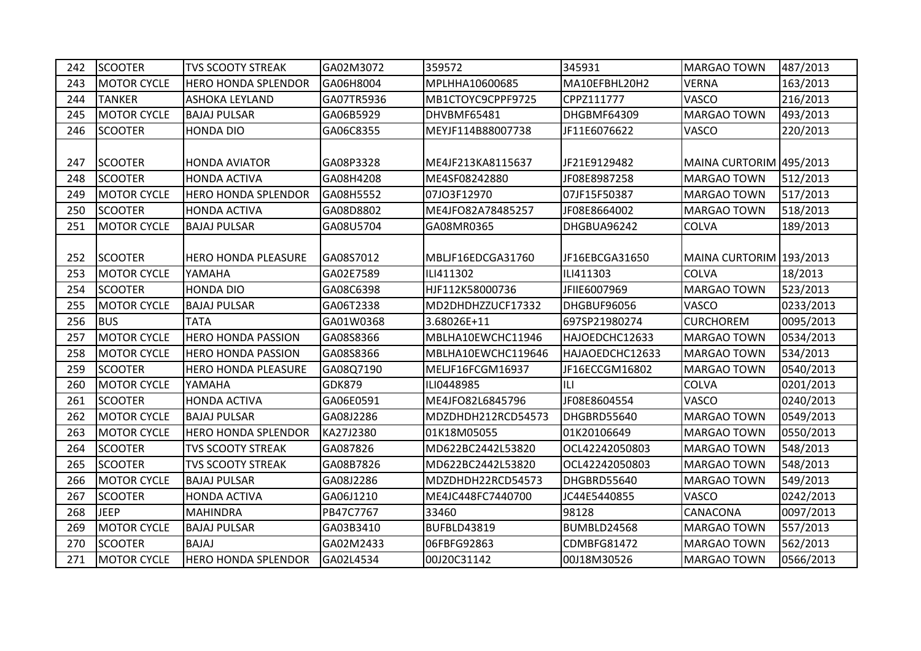| 242 | SCOOTER | TVS SCOOTY STREAK | GA02M3072 | 359572 | 345931 | MARGAO TOWN | 487/2013 |
|---|---|---|---|---|---|---|---|
| 243 | MOTOR CYCLE | HERO HONDA SPLENDOR | GA06H8004 | MPLHHA10600685 | MA10EFBHL20H2 | VERNA | 163/2013 |
| 244 | TANKER | ASHOKA LEYLAND | GA07TR5936 | MB1CTOYC9CPPF9725 | CPPZ111777 | VASCO | 216/2013 |
| 245 | MOTOR CYCLE | BAJAJ PULSAR | GA06B5929 | DHVBMF65481 | DHGBMF64309 | MARGAO TOWN | 493/2013 |
| 246 | SCOOTER | HONDA DIO | GA06C8355 | MEYJF114B88007738 | JF11E6076622 | VASCO | 220/2013 |
| 247 | SCOOTER | HONDA AVIATOR | GA08P3328 | ME4JF213KA8115637 | JF21E9129482 | MAINA CURTORIM | 495/2013 |
| 248 | SCOOTER | HONDA ACTIVA | GA08H4208 | ME4SF08242880 | JF08E8987258 | MARGAO TOWN | 512/2013 |
| 249 | MOTOR CYCLE | HERO HONDA SPLENDOR | GA08H5552 | 07JO3F12970 | 07JF15F50387 | MARGAO TOWN | 517/2013 |
| 250 | SCOOTER | HONDA ACTIVA | GA08D8802 | ME4JFO82A78485257 | JF08E8664002 | MARGAO TOWN | 518/2013 |
| 251 | MOTOR CYCLE | BAJAJ PULSAR | GA08U5704 | GA08MR0365 | DHGBUA96242 | COLVA | 189/2013 |
| 252 | SCOOTER | HERO HONDA PLEASURE | GA08S7012 | MBLJF16EDCGA31760 | JF16EBCGA31650 | MAINA CURTORIM | 193/2013 |
| 253 | MOTOR CYCLE | YAMAHA | GA02E7589 | ILI411302 | ILI411303 | COLVA | 18/2013 |
| 254 | SCOOTER | HONDA DIO | GA08C6398 | HJF112K58000736 | JFIIE6007969 | MARGAO TOWN | 523/2013 |
| 255 | MOTOR CYCLE | BAJAJ PULSAR | GA06T2338 | MD2DHDHZZUCF17332 | DHGBUF96056 | VASCO | 0233/2013 |
| 256 | BUS | TATA | GA01W0368 | 3.68026E+11 | 697SP21980274 | CURCHOREM | 0095/2013 |
| 257 | MOTOR CYCLE | HERO HONDA PASSION | GA08S8366 | MBLHA10EWCHC11946 | HAJOEDCHC12633 | MARGAO TOWN | 0534/2013 |
| 258 | MOTOR CYCLE | HERO HONDA PASSION | GA08S8366 | MBLHA10EWCHC119646 | HAJAOEDCHC12633 | MARGAO TOWN | 534/2013 |
| 259 | SCOOTER | HERO HONDA PLEASURE | GA08Q7190 | MELJF16FCGM16937 | JF16ECCGM16802 | MARGAO TOWN | 0540/2013 |
| 260 | MOTOR CYCLE | YAMAHA | GDK879 | ILI0448985 | ILI | COLVA | 0201/2013 |
| 261 | SCOOTER | HONDA ACTIVA | GA06E0591 | ME4JFO82L6845796 | JF08E8604554 | VASCO | 0240/2013 |
| 262 | MOTOR CYCLE | BAJAJ PULSAR | GA08J2286 | MDZDHDH212RCD54573 | DHGBRD55640 | MARGAO TOWN | 0549/2013 |
| 263 | MOTOR CYCLE | HERO HONDA SPLENDOR | KA27J2380 | 01K18M05055 | 01K20106649 | MARGAO TOWN | 0550/2013 |
| 264 | SCOOTER | TVS SCOOTY STREAK | GA087826 | MD622BC2442L53820 | OCL42242050803 | MARGAO TOWN | 548/2013 |
| 265 | SCOOTER | TVS SCOOTY STREAK | GA08B7826 | MD622BC2442L53820 | OCL42242050803 | MARGAO TOWN | 548/2013 |
| 266 | MOTOR CYCLE | BAJAJ PULSAR | GA08J2286 | MDZDHDH22RCD54573 | DHGBRD55640 | MARGAO TOWN | 549/2013 |
| 267 | SCOOTER | HONDA ACTIVA | GA06J1210 | ME4JC448FC7440700 | JC44E5440855 | VASCO | 0242/2013 |
| 268 | JEEP | MAHINDRA | PB47C7767 | 33460 | 98128 | CANACONA | 0097/2013 |
| 269 | MOTOR CYCLE | BAJAJ PULSAR | GA03B3410 | BUFBLD43819 | BUMBLD24568 | MARGAO TOWN | 557/2013 |
| 270 | SCOOTER | BAJAJ | GA02M2433 | 06FBFG92863 | CDMBFG81472 | MARGAO TOWN | 562/2013 |
| 271 | MOTOR CYCLE | HERO HONDA SPLENDOR | GA02L4534 | 00J20C31142 | 00J18M30526 | MARGAO TOWN | 0566/2013 |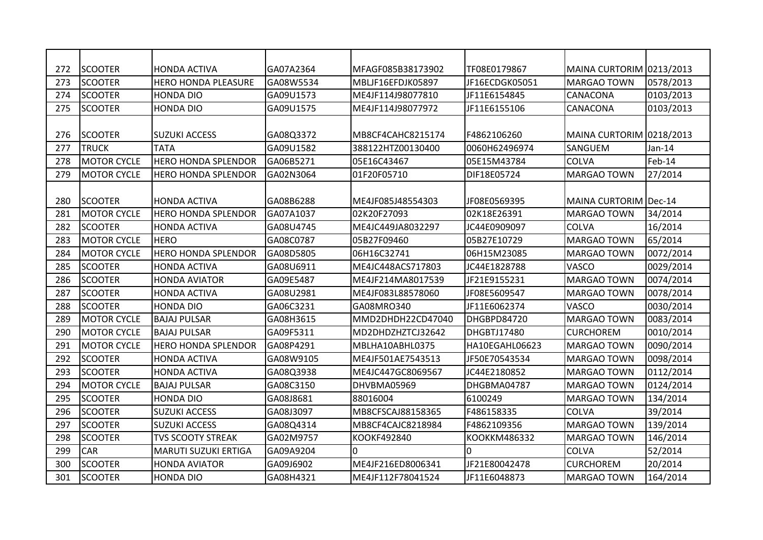|  |  |  |  |  |  |  |  |
|---|---|---|---|---|---|---|---|
| 272 | SCOOTER | HONDA ACTIVA | GA07A2364 | MFAGF085B38173902 | TF08E0179867 | MAINA CURTORIM | 0213/2013 |
| 273 | SCOOTER | HERO HONDA PLEASURE | GA08W5534 | MBLJF16EFDJK05897 | JF16ECDGK05051 | MARGAO TOWN | 0578/2013 |
| 274 | SCOOTER | HONDA DIO | GA09U1573 | ME4JF114J98077810 | JF11E6154845 | CANACONA | 0103/2013 |
| 275 | SCOOTER | HONDA DIO | GA09U1575 | ME4JF114J98077972 | JF11E6155106 | CANACONA | 0103/2013 |
| 276 | SCOOTER | SUZUKI ACCESS | GA08Q3372 | MB8CF4CAHC8215174 | F4862106260 | MAINA CURTORIM | 0218/2013 |
| 277 | TRUCK | TATA | GA09U1582 | 388122HTZ00130400 | 0060H62496974 | SANGUEM | Jan-14 |
| 278 | MOTOR CYCLE | HERO HONDA SPLENDOR | GA06B5271 | 05E16C43467 | 05E15M43784 | COLVA | Feb-14 |
| 279 | MOTOR CYCLE | HERO HONDA SPLENDOR | GA02N3064 | 01F20F05710 | DIF18E05724 | MARGAO TOWN | 27/2014 |
| 280 | SCOOTER | HONDA ACTIVA | GA08B6288 | ME4JF085J48554303 | JF08E0569395 | MAINA CURTORIM | Dec-14 |
| 281 | MOTOR CYCLE | HERO HONDA SPLENDOR | GA07A1037 | 02K20F27093 | 02K18E26391 | MARGAO TOWN | 34/2014 |
| 282 | SCOOTER | HONDA ACTIVA | GA08U4745 | ME4JC449JA8032297 | JC44E0909097 | COLVA | 16/2014 |
| 283 | MOTOR CYCLE | HERO | GA08C0787 | 05B27F09460 | 05B27E10729 | MARGAO TOWN | 65/2014 |
| 284 | MOTOR CYCLE | HERO HONDA SPLENDOR | GA08D5805 | 06H16C32741 | 06H15M23085 | MARGAO TOWN | 0072/2014 |
| 285 | SCOOTER | HONDA ACTIVA | GA08U6911 | ME4JC448ACS717803 | JC44E1828788 | VASCO | 0029/2014 |
| 286 | SCOOTER | HONDA AVIATOR | GA09E5487 | ME4JF214MA8017539 | JF21E9155231 | MARGAO TOWN | 0074/2014 |
| 287 | SCOOTER | HONDA ACTIVA | GA08U2981 | ME4JF083L88578060 | JF08E5609547 | MARGAO TOWN | 0078/2014 |
| 288 | SCOOTER | HONDA DIO | GA06C3231 | GA08MRO340 | JF11E6062374 | VASCO | 0030/2014 |
| 289 | MOTOR CYCLE | BAJAJ PULSAR | GA08H3615 | MMD2DHDH22CD47040 | DHGBPD84720 | MARGAO TOWN | 0083/2014 |
| 290 | MOTOR CYCLE | BAJAJ PULSAR | GA09F5311 | MD2DHDZHZTCJ32642 | DHGBTJ17480 | CURCHOREM | 0010/2014 |
| 291 | MOTOR CYCLE | HERO HONDA SPLENDOR | GA08P4291 | MBLHA10ABHL0375 | HA10EGAHL06623 | MARGAO TOWN | 0090/2014 |
| 292 | SCOOTER | HONDA ACTIVA | GA08W9105 | ME4JF501AE7543513 | JF50E70543534 | MARGAO TOWN | 0098/2014 |
| 293 | SCOOTER | HONDA ACTIVA | GA08Q3938 | ME4JC447GC8069567 | JC44E2180852 | MARGAO TOWN | 0112/2014 |
| 294 | MOTOR CYCLE | BAJAJ PULSAR | GA08C3150 | DHVBMA05969 | DHGBMA04787 | MARGAO TOWN | 0124/2014 |
| 295 | SCOOTER | HONDA DIO | GA08J8681 | 88016004 | 6100249 | MARGAO TOWN | 134/2014 |
| 296 | SCOOTER | SUZUKI ACCESS | GA08J3097 | MB8CFSCAJ88158365 | F486158335 | COLVA | 39/2014 |
| 297 | SCOOTER | SUZUKI ACCESS | GA08Q4314 | MB8CF4CAJC8218984 | F4862109356 | MARGAO TOWN | 139/2014 |
| 298 | SCOOTER | TVS SCOOTY STREAK | GA02M9757 | KOOKF492840 | KOOKKM486332 | MARGAO TOWN | 146/2014 |
| 299 | CAR | MARUTI SUZUKI ERTIGA | GA09A9204 | 0 | 0 | COLVA | 52/2014 |
| 300 | SCOOTER | HONDA AVIATOR | GA09J6902 | ME4JF216ED8006341 | JF21E80042478 | CURCHOREM | 20/2014 |
| 301 | SCOOTER | HONDA DIO | GA08H4321 | ME4JF112F78041524 | JF11E6048873 | MARGAO TOWN | 164/2014 |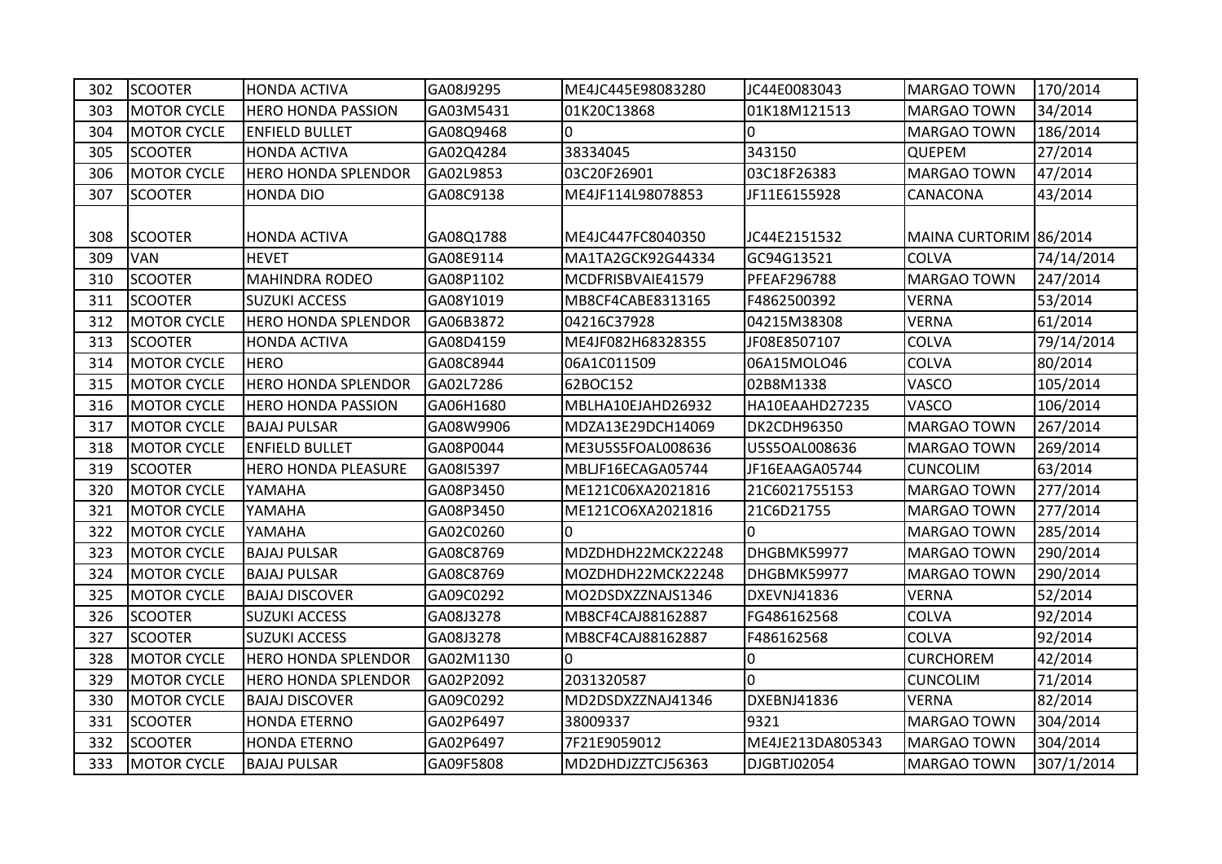| 302 | SCOOTER | HONDA ACTIVA | GA08J9295 | ME4JC445E98083280 | JC44E0083043 | MARGAO TOWN | 170/2014 |
|---|---|---|---|---|---|---|---|
| 303 | MOTOR CYCLE | HERO HONDA PASSION | GA03M5431 | 01K20C13868 | 01K18M121513 | MARGAO TOWN | 34/2014 |
| 304 | MOTOR CYCLE | ENFIELD BULLET | GA08Q9468 | 0 | 0 | MARGAO TOWN | 186/2014 |
| 305 | SCOOTER | HONDA ACTIVA | GA02Q4284 | 38334045 | 343150 | QUEPEM | 27/2014 |
| 306 | MOTOR CYCLE | HERO HONDA SPLENDOR | GA02L9853 | 03C20F26901 | 03C18F26383 | MARGAO TOWN | 47/2014 |
| 307 | SCOOTER | HONDA DIO | GA08C9138 | ME4JF114L98078853 | JF11E6155928 | CANACONA | 43/2014 |
| 308 | SCOOTER | HONDA ACTIVA | GA08Q1788 | ME4JC447FC8040350 | JC44E2151532 | MAINA CURTORIM | 86/2014 |
| 309 | VAN | HEVET | GA08E9114 | MA1TA2GCK92G44334 | GC94G13521 | COLVA | 74/14/2014 |
| 310 | SCOOTER | MAHINDRA RODEO | GA08P1102 | MCDFRISBVAIE41579 | PFEAF296788 | MARGAO TOWN | 247/2014 |
| 311 | SCOOTER | SUZUKI ACCESS | GA08Y1019 | MB8CF4CABE8313165 | F4862500392 | VERNA | 53/2014 |
| 312 | MOTOR CYCLE | HERO HONDA SPLENDOR | GA06B3872 | 04216C37928 | 04215M38308 | VERNA | 61/2014 |
| 313 | SCOOTER | HONDA ACTIVA | GA08D4159 | ME4JF082H68328355 | JF08E8507107 | COLVA | 79/14/2014 |
| 314 | MOTOR CYCLE | HERO | GA08C8944 | 06A1C011509 | 06A15MOLO46 | COLVA | 80/2014 |
| 315 | MOTOR CYCLE | HERO HONDA SPLENDOR | GA02L7286 | 62BOC152 | 02B8M1338 | VASCO | 105/2014 |
| 316 | MOTOR CYCLE | HERO HONDA PASSION | GA06H1680 | MBLHA10EJAHD26932 | HA10EAAHD27235 | VASCO | 106/2014 |
| 317 | MOTOR CYCLE | BAJAJ PULSAR | GA08W9906 | MDZA13E29DCH14069 | DK2CDH96350 | MARGAO TOWN | 267/2014 |
| 318 | MOTOR CYCLE | ENFIELD BULLET | GA08P0044 | ME3U5S5FOAL008636 | U5S5OAL008636 | MARGAO TOWN | 269/2014 |
| 319 | SCOOTER | HERO HONDA PLEASURE | GA08I5397 | MBLJF16ECAGA05744 | JF16EAAGA05744 | CUNCOLIM | 63/2014 |
| 320 | MOTOR CYCLE | YAMAHA | GA08P3450 | ME121C06XA2021816 | 21C6021755153 | MARGAO TOWN | 277/2014 |
| 321 | MOTOR CYCLE | YAMAHA | GA08P3450 | ME121CO6XA2021816 | 21C6D21755 | MARGAO TOWN | 277/2014 |
| 322 | MOTOR CYCLE | YAMAHA | GA02C0260 | 0 | 0 | MARGAO TOWN | 285/2014 |
| 323 | MOTOR CYCLE | BAJAJ PULSAR | GA08C8769 | MDZDHDH22MCK22248 | DHGBMK59977 | MARGAO TOWN | 290/2014 |
| 324 | MOTOR CYCLE | BAJAJ PULSAR | GA08C8769 | MOZDHDH22MCK22248 | DHGBMK59977 | MARGAO TOWN | 290/2014 |
| 325 | MOTOR CYCLE | BAJAJ DISCOVER | GA09C0292 | MO2DSDXZZNAJS1346 | DXEVNJ41836 | VERNA | 52/2014 |
| 326 | SCOOTER | SUZUKI ACCESS | GA08J3278 | MB8CF4CAJ88162887 | FG486162568 | COLVA | 92/2014 |
| 327 | SCOOTER | SUZUKI ACCESS | GA08J3278 | MB8CF4CAJ88162887 | F486162568 | COLVA | 92/2014 |
| 328 | MOTOR CYCLE | HERO HONDA SPLENDOR | GA02M1130 | 0 | 0 | CURCHOREM | 42/2014 |
| 329 | MOTOR CYCLE | HERO HONDA SPLENDOR | GA02P2092 | 2031320587 | 0 | CUNCOLIM | 71/2014 |
| 330 | MOTOR CYCLE | BAJAJ DISCOVER | GA09C0292 | MD2DSDXZZNAJ41346 | DXEBNJ41836 | VERNA | 82/2014 |
| 331 | SCOOTER | HONDA ETERNO | GA02P6497 | 38009337 | 9321 | MARGAO TOWN | 304/2014 |
| 332 | SCOOTER | HONDA ETERNO | GA02P6497 | 7F21E9059012 | ME4JE213DA805343 | MARGAO TOWN | 304/2014 |
| 333 | MOTOR CYCLE | BAJAJ PULSAR | GA09F5808 | MD2DHDJZZTCJ56363 | DJGBTJ02054 | MARGAO TOWN | 307/1/2014 |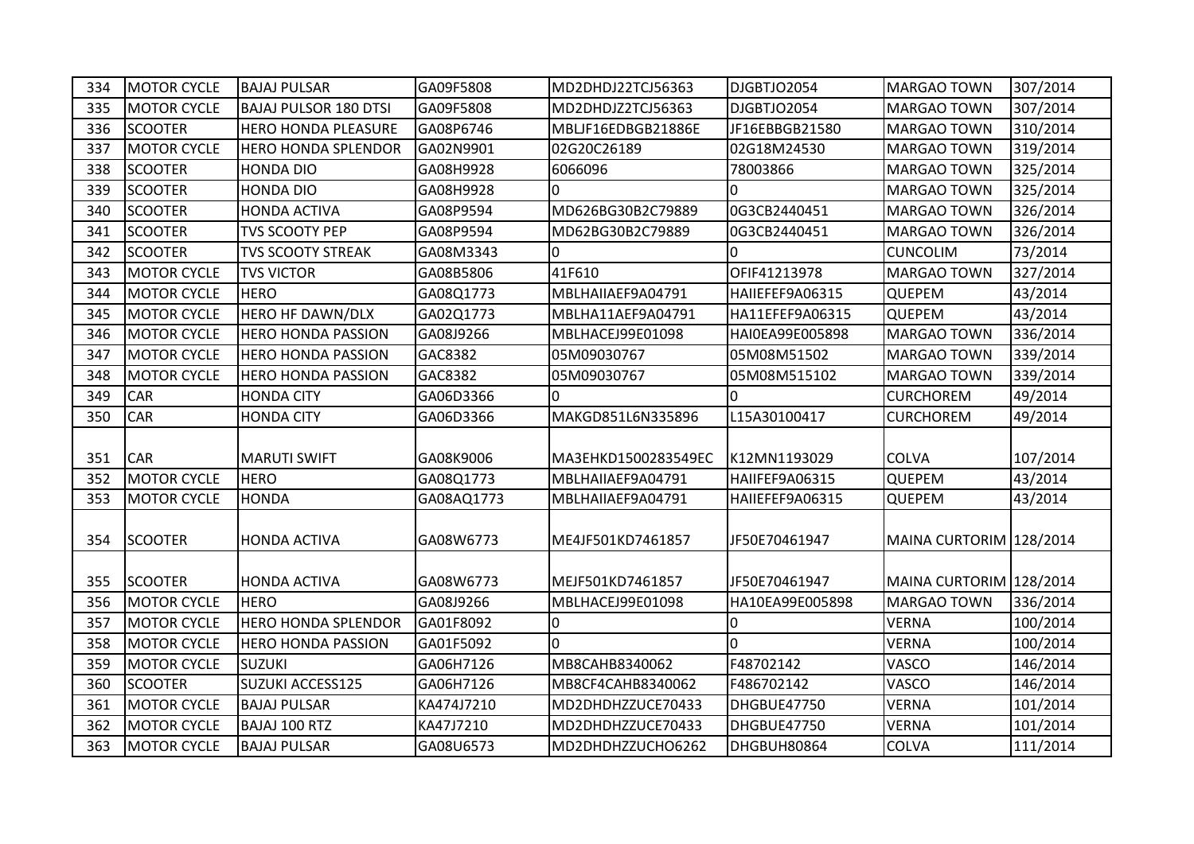| 334 | MOTOR CYCLE | BAJAJ PULSAR | GA09F5808 | MD2DHDJ22TCJ56363 | DJGBTJO2054 | MARGAO TOWN | 307/2014 |
|---|---|---|---|---|---|---|---|
| 335 | MOTOR CYCLE | BAJAJ PULSOR 180 DTSI | GA09F5808 | MD2DHDJZ2TCJ56363 | DJGBTJO2054 | MARGAO TOWN | 307/2014 |
| 336 | SCOOTER | HERO HONDA PLEASURE | GA08P6746 | MBLJF16EDBGB21886E | JF16EBBGB21580 | MARGAO TOWN | 310/2014 |
| 337 | MOTOR CYCLE | HERO HONDA SPLENDOR | GA02N9901 | 02G20C26189 | 02G18M24530 | MARGAO TOWN | 319/2014 |
| 338 | SCOOTER | HONDA DIO | GA08H9928 | 6066096 | 78003866 | MARGAO TOWN | 325/2014 |
| 339 | SCOOTER | HONDA DIO | GA08H9928 | 0 | 0 | MARGAO TOWN | 325/2014 |
| 340 | SCOOTER | HONDA ACTIVA | GA08P9594 | MD626BG30B2C79889 | 0G3CB2440451 | MARGAO TOWN | 326/2014 |
| 341 | SCOOTER | TVS SCOOTY PEP | GA08P9594 | MD62BG30B2C79889 | 0G3CB2440451 | MARGAO TOWN | 326/2014 |
| 342 | SCOOTER | TVS SCOOTY STREAK | GA08M3343 | 0 | 0 | CUNCOLIM | 73/2014 |
| 343 | MOTOR CYCLE | TVS VICTOR | GA08B5806 | 41F610 | OFIF41213978 | MARGAO TOWN | 327/2014 |
| 344 | MOTOR CYCLE | HERO | GA08Q1773 | MBLHAIIAEF9A04791 | HAIIEFEF9A06315 | QUEPEM | 43/2014 |
| 345 | MOTOR CYCLE | HERO HF DAWN/DLX | GA02Q1773 | MBLHA11AEF9A04791 | HA11EFEF9A06315 | QUEPEM | 43/2014 |
| 346 | MOTOR CYCLE | HERO HONDA PASSION | GA08J9266 | MBLHACEJ99E01098 | HAI0EA99E005898 | MARGAO TOWN | 336/2014 |
| 347 | MOTOR CYCLE | HERO HONDA PASSION | GAC8382 | 05M09030767 | 05M08M51502 | MARGAO TOWN | 339/2014 |
| 348 | MOTOR CYCLE | HERO HONDA PASSION | GAC8382 | 05M09030767 | 05M08M515102 | MARGAO TOWN | 339/2014 |
| 349 | CAR | HONDA CITY | GA06D3366 | 0 | 0 | CURCHOREM | 49/2014 |
| 350 | CAR | HONDA CITY | GA06D3366 | MAKGD851L6N335896 | L15A30100417 | CURCHOREM | 49/2014 |
| 351 | CAR | MARUTI SWIFT | GA08K9006 | MA3EHKD1500283549EC | K12MN1193029 | COLVA | 107/2014 |
| 352 | MOTOR CYCLE | HERO | GA08Q1773 | MBLHAIIAEF9A04791 | HAIIFEF9A06315 | QUEPEM | 43/2014 |
| 353 | MOTOR CYCLE | HONDA | GA08AQ1773 | MBLHAIIAEF9A04791 | HAIIEFEF9A06315 | QUEPEM | 43/2014 |
| 354 | SCOOTER | HONDA ACTIVA | GA08W6773 | ME4JF501KD7461857 | JF50E70461947 | MAINA CURTORIM | 128/2014 |
| 355 | SCOOTER | HONDA ACTIVA | GA08W6773 | MEJF501KD7461857 | JF50E70461947 | MAINA CURTORIM | 128/2014 |
| 356 | MOTOR CYCLE | HERO | GA08J9266 | MBLHACEJ99E01098 | HA10EA99E005898 | MARGAO TOWN | 336/2014 |
| 357 | MOTOR CYCLE | HERO HONDA SPLENDOR | GA01F8092 | 0 | 0 | VERNA | 100/2014 |
| 358 | MOTOR CYCLE | HERO HONDA PASSION | GA01F5092 | 0 | 0 | VERNA | 100/2014 |
| 359 | MOTOR CYCLE | SUZUKI | GA06H7126 | MB8CAHB8340062 | F48702142 | VASCO | 146/2014 |
| 360 | SCOOTER | SUZUKI ACCESS125 | GA06H7126 | MB8CF4CAHB8340062 | F486702142 | VASCO | 146/2014 |
| 361 | MOTOR CYCLE | BAJAJ PULSAR | KA474J7210 | MD2DHDHZZUCE70433 | DHGBUE47750 | VERNA | 101/2014 |
| 362 | MOTOR CYCLE | BAJAJ 100 RTZ | KA47J7210 | MD2DHDHZZUCE70433 | DHGBUE47750 | VERNA | 101/2014 |
| 363 | MOTOR CYCLE | BAJAJ PULSAR | GA08U6573 | MD2DHDHZZUCHO6262 | DHGBUH80864 | COLVA | 111/2014 |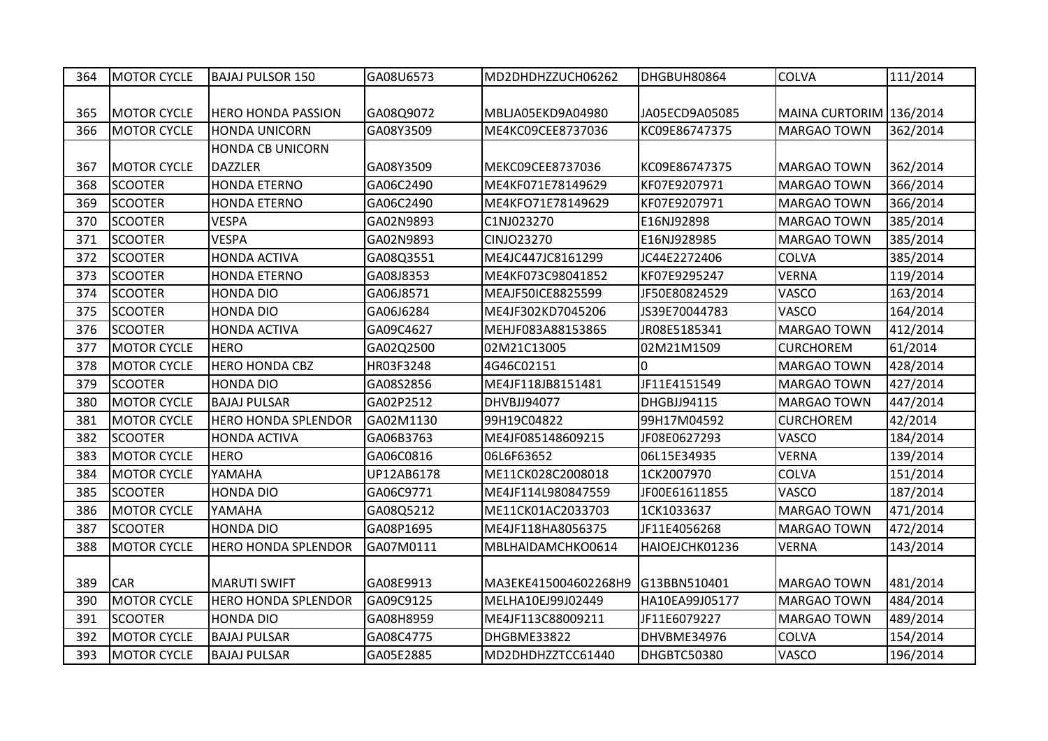| 364 | MOTOR CYCLE | BAJAJ PULSOR 150 | GA08U6573 | MD2DHDHZZUCH06262 | DHGBUH80864 | COLVA | 111/2014 |
|---|---|---|---|---|---|---|---|
| 365 | MOTOR CYCLE | HERO HONDA PASSION | GA08Q9072 | MBLJA05EKD9A04980 | JA05ECD9A05085 | MAINA CURTORIM | 136/2014 |
| 366 | MOTOR CYCLE | HONDA UNICORN | GA08Y3509 | ME4KC09CEE8737036 | KC09E86747375 | MARGAO TOWN | 362/2014 |
| 367 | MOTOR CYCLE | HONDA CB UNICORN DAZZLER | GA08Y3509 | MEKC09CEE8737036 | KC09E86747375 | MARGAO TOWN | 362/2014 |
| 368 | SCOOTER | HONDA ETERNO | GA06C2490 | ME4KF071E78149629 | KF07E9207971 | MARGAO TOWN | 366/2014 |
| 369 | SCOOTER | HONDA ETERNO | GA06C2490 | ME4KFO71E78149629 | KF07E9207971 | MARGAO TOWN | 366/2014 |
| 370 | SCOOTER | VESPA | GA02N9893 | C1NJ023270 | E16NJ92898 | MARGAO TOWN | 385/2014 |
| 371 | SCOOTER | VESPA | GA02N9893 | CINJO23270 | E16NJ928985 | MARGAO TOWN | 385/2014 |
| 372 | SCOOTER | HONDA ACTIVA | GA08Q3551 | ME4JC447JC8161299 | JC44E2272406 | COLVA | 385/2014 |
| 373 | SCOOTER | HONDA ETERNO | GA08J8353 | ME4KF073C98041852 | KF07E9295247 | VERNA | 119/2014 |
| 374 | SCOOTER | HONDA DIO | GA06J8571 | MEAJF50ICE8825599 | JF50E80824529 | VASCO | 163/2014 |
| 375 | SCOOTER | HONDA DIO | GA06J6284 | ME4JF302KD7045206 | JS39E70044783 | VASCO | 164/2014 |
| 376 | SCOOTER | HONDA ACTIVA | GA09C4627 | MEHJF083A88153865 | JR08E5185341 | MARGAO TOWN | 412/2014 |
| 377 | MOTOR CYCLE | HERO | GA02Q2500 | 02M21C13005 | 02M21M1509 | CURCHOREM | 61/2014 |
| 378 | MOTOR CYCLE | HERO HONDA CBZ | HR03F3248 | 4G46C02151 | 0 | MARGAO TOWN | 428/2014 |
| 379 | SCOOTER | HONDA DIO | GA08S2856 | ME4JF118JB8151481 | JF11E4151549 | MARGAO TOWN | 427/2014 |
| 380 | MOTOR CYCLE | BAJAJ PULSAR | GA02P2512 | DHVBJJ94077 | DHGBJJ94115 | MARGAO TOWN | 447/2014 |
| 381 | MOTOR CYCLE | HERO HONDA SPLENDOR | GA02M1130 | 99H19C04822 | 99H17M04592 | CURCHOREM | 42/2014 |
| 382 | SCOOTER | HONDA ACTIVA | GA06B3763 | ME4JF085148609215 | JF08E0627293 | VASCO | 184/2014 |
| 383 | MOTOR CYCLE | HERO | GA06C0816 | 06L6F63652 | 06L15E34935 | VERNA | 139/2014 |
| 384 | MOTOR CYCLE | YAMAHA | UP12AB6178 | ME11CK028C2008018 | 1CK2007970 | COLVA | 151/2014 |
| 385 | SCOOTER | HONDA DIO | GA06C9771 | ME4JF114L980847559 | JF00E61611855 | VASCO | 187/2014 |
| 386 | MOTOR CYCLE | YAMAHA | GA08Q5212 | ME11CK01AC2033703 | 1CK1033637 | MARGAO TOWN | 471/2014 |
| 387 | SCOOTER | HONDA DIO | GA08P1695 | ME4JF118HA8056375 | JF11E4056268 | MARGAO TOWN | 472/2014 |
| 388 | MOTOR CYCLE | HERO HONDA SPLENDOR | GA07M0111 | MBLHAIDAMCHKO0614 | HAIOEJCHK01236 | VERNA | 143/2014 |
| 389 | CAR | MARUTI SWIFT | GA08E9913 | MA3EKE415004602268H9 | G13BBN510401 | MARGAO TOWN | 481/2014 |
| 390 | MOTOR CYCLE | HERO HONDA SPLENDOR | GA09C9125 | MELHA10EJ99J02449 | HA10EA99J05177 | MARGAO TOWN | 484/2014 |
| 391 | SCOOTER | HONDA DIO | GA08H8959 | ME4JF113C88009211 | JF11E6079227 | MARGAO TOWN | 489/2014 |
| 392 | MOTOR CYCLE | BAJAJ PULSAR | GA08C4775 | DHGBME33822 | DHVBME34976 | COLVA | 154/2014 |
| 393 | MOTOR CYCLE | BAJAJ PULSAR | GA05E2885 | MD2DHDHZZTCC61440 | DHGBTC50380 | VASCO | 196/2014 |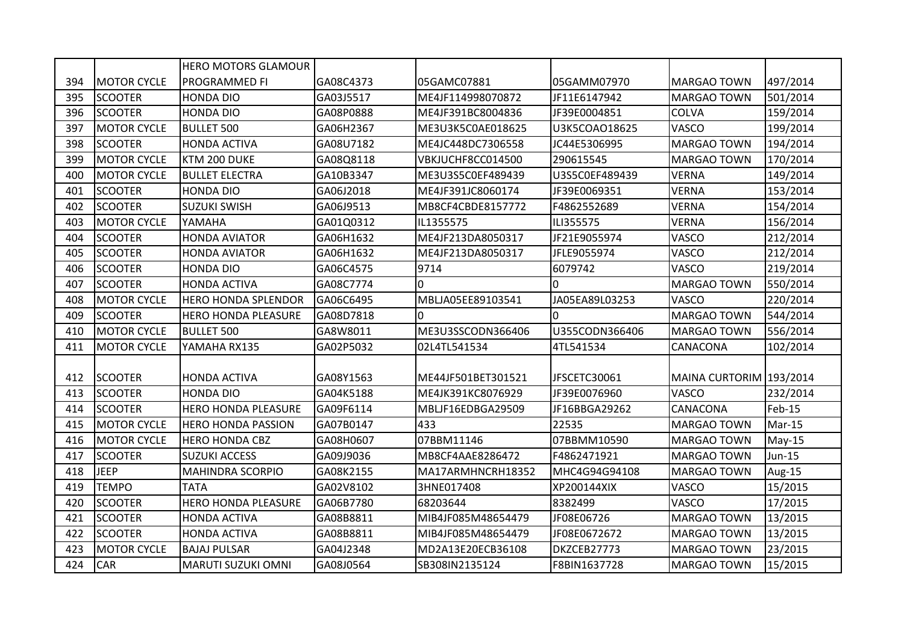| 394 | MOTOR CYCLE | HERO MOTORS GLAMOUR PROGRAMMED FI | GA08C4373 | 05GAMC07881 | 05GAMM07970 | MARGAO TOWN | 497/2014 |
|---|---|---|---|---|---|---|---|
| 395 | SCOOTER | HONDA DIO | GA03J5517 | ME4JF114998070872 | JF11E6147942 | MARGAO TOWN | 501/2014 |
| 396 | SCOOTER | HONDA DIO | GA08P0888 | ME4JF391BC8004836 | JF39E0004851 | COLVA | 159/2014 |
| 397 | MOTOR CYCLE | BULLET 500 | GA06H2367 | ME3U3K5C0AE018625 | U3K5COAO18625 | VASCO | 199/2014 |
| 398 | SCOOTER | HONDA ACTIVA | GA08U7182 | ME4JC448DC7306558 | JC44E5306995 | MARGAO TOWN | 194/2014 |
| 399 | MOTOR CYCLE | KTM 200 DUKE | GA08Q8118 | VBKJUCHF8CC014500 | 290615545 | MARGAO TOWN | 170/2014 |
| 400 | MOTOR CYCLE | BULLET ELECTRA | GA10B3347 | ME3U3S5C0EF489439 | U3S5C0EF489439 | VERNA | 149/2014 |
| 401 | SCOOTER | HONDA DIO | GA06J2018 | ME4JF391JC8060174 | JF39E0069351 | VERNA | 153/2014 |
| 402 | SCOOTER | SUZUKI SWISH | GA06J9513 | MB8CF4CBDE8157772 | F4862552689 | VERNA | 154/2014 |
| 403 | MOTOR CYCLE | YAMAHA | GA01Q0312 | IL1355575 | ILI355575 | VERNA | 156/2014 |
| 404 | SCOOTER | HONDA AVIATOR | GA06H1632 | ME4JF213DA8050317 | JF21E9055974 | VASCO | 212/2014 |
| 405 | SCOOTER | HONDA AVIATOR | GA06H1632 | ME4JF213DA8050317 | JFLE9055974 | VASCO | 212/2014 |
| 406 | SCOOTER | HONDA DIO | GA06C4575 | 9714 | 6079742 | VASCO | 219/2014 |
| 407 | SCOOTER | HONDA ACTIVA | GA08C7774 | 0 | 0 | MARGAO TOWN | 550/2014 |
| 408 | MOTOR CYCLE | HERO HONDA SPLENDOR | GA06C6495 | MBLJA05EE89103541 | JA05EA89L03253 | VASCO | 220/2014 |
| 409 | SCOOTER | HERO HONDA PLEASURE | GA08D7818 | 0 | 0 | MARGAO TOWN | 544/2014 |
| 410 | MOTOR CYCLE | BULLET 500 | GA8W8011 | ME3U3SSCODN366406 | U355CODN366406 | MARGAO TOWN | 556/2014 |
| 411 | MOTOR CYCLE | YAMAHA RX135 | GA02P5032 | 02L4TL541534 | 4TL541534 | CANACONA | 102/2014 |
| 412 | SCOOTER | HONDA ACTIVA | GA08Y1563 | ME44JF501BET301521 | JFSCETC30061 | MAINA CURTORIM | 193/2014 |
| 413 | SCOOTER | HONDA DIO | GA04K5188 | ME4JK391KC8076929 | JF39E0076960 | VASCO | 232/2014 |
| 414 | SCOOTER | HERO HONDA PLEASURE | GA09F6114 | MBLJF16EDBGA29509 | JF16BBGA29262 | CANACONA | Feb-15 |
| 415 | MOTOR CYCLE | HERO HONDA PASSION | GA07B0147 | 433 | 22535 | MARGAO TOWN | Mar-15 |
| 416 | MOTOR CYCLE | HERO HONDA CBZ | GA08H0607 | 07BBM11146 | 07BBMM10590 | MARGAO TOWN | May-15 |
| 417 | SCOOTER | SUZUKI ACCESS | GA09J9036 | MB8CF4AAE8286472 | F4862471921 | MARGAO TOWN | Jun-15 |
| 418 | JEEP | MAHINDRA SCORPIO | GA08K2155 | MA17ARMHNCRH18352 | MHC4G94G94108 | MARGAO TOWN | Aug-15 |
| 419 | TEMPO | TATA | GA02V8102 | 3HNE017408 | XP200144XIX | VASCO | 15/2015 |
| 420 | SCOOTER | HERO HONDA PLEASURE | GA06B7780 | 68203644 | 8382499 | VASCO | 17/2015 |
| 421 | SCOOTER | HONDA ACTIVA | GA08B8811 | MIB4JF085M48654479 | JF08E06726 | MARGAO TOWN | 13/2015 |
| 422 | SCOOTER | HONDA ACTIVA | GA08B8811 | MIB4JF085M48654479 | JF08E0672672 | MARGAO TOWN | 13/2015 |
| 423 | MOTOR CYCLE | BAJAJ PULSAR | GA04J2348 | MD2A13E20ECB36108 | DKZCEB27773 | MARGAO TOWN | 23/2015 |
| 424 | CAR | MARUTI SUZUKI OMNI | GA08J0564 | SB308IN2135124 | F8BIN1637728 | MARGAO TOWN | 15/2015 |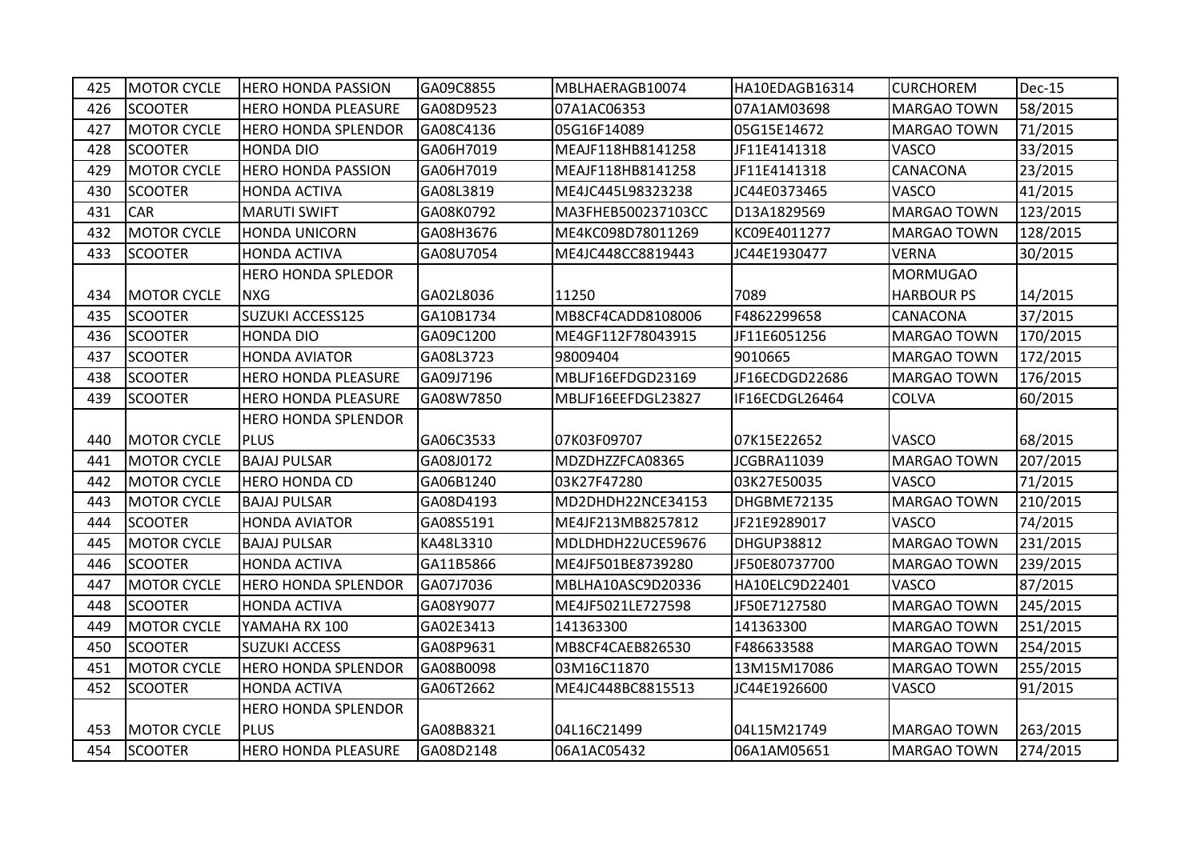| 425 | MOTOR CYCLE | HERO HONDA PASSION | GA09C8855 | MBLHAERAGB10074 | HA10EDAGB16314 | CURCHOREM | Dec-15 |
|---|---|---|---|---|---|---|---|
| 426 | SCOOTER | HERO HONDA PLEASURE | GA08D9523 | 07A1AC06353 | 07A1AM03698 | MARGAO TOWN | 58/2015 |
| 427 | MOTOR CYCLE | HERO HONDA SPLENDOR | GA08C4136 | 05G16F14089 | 05G15E14672 | MARGAO TOWN | 71/2015 |
| 428 | SCOOTER | HONDA DIO | GA06H7019 | MEAJF118HB8141258 | JF11E4141318 | VASCO | 33/2015 |
| 429 | MOTOR CYCLE | HERO HONDA PASSION | GA06H7019 | MEAJF118HB8141258 | JF11E4141318 | CANACONA | 23/2015 |
| 430 | SCOOTER | HONDA ACTIVA | GA08L3819 | ME4JC445L98323238 | JC44E0373465 | VASCO | 41/2015 |
| 431 | CAR | MARUTI SWIFT | GA08K0792 | MA3FHEB500237103CC | D13A1829569 | MARGAO TOWN | 123/2015 |
| 432 | MOTOR CYCLE | HONDA UNICORN | GA08H3676 | ME4KC098D78011269 | KC09E4011277 | MARGAO TOWN | 128/2015 |
| 433 | SCOOTER | HONDA ACTIVA | GA08U7054 | ME4JC448CC8819443 | JC44E1930477 | VERNA | 30/2015 |
| 434 | MOTOR CYCLE | HERO HONDA SPLEDOR NXG | GA02L8036 | 11250 | 7089 | MORMUGAO HARBOUR PS | 14/2015 |
| 435 | SCOOTER | SUZUKI ACCESS125 | GA10B1734 | MB8CF4CADD8108006 | F4862299658 | CANACONA | 37/2015 |
| 436 | SCOOTER | HONDA DIO | GA09C1200 | ME4GF112F78043915 | JF11E6051256 | MARGAO TOWN | 170/2015 |
| 437 | SCOOTER | HONDA AVIATOR | GA08L3723 | 98009404 | 9010665 | MARGAO TOWN | 172/2015 |
| 438 | SCOOTER | HERO HONDA PLEASURE | GA09J7196 | MBLJF16EFDGD23169 | JF16ECDGD22686 | MARGAO TOWN | 176/2015 |
| 439 | SCOOTER | HERO HONDA PLEASURE | GA08W7850 | MBLJF16EEFDGL23827 | IF16ECDGL26464 | COLVA | 60/2015 |
| 440 | MOTOR CYCLE | HERO HONDA SPLENDOR PLUS | GA06C3533 | 07K03F09707 | 07K15E22652 | VASCO | 68/2015 |
| 441 | MOTOR CYCLE | BAJAJ PULSAR | GA08J0172 | MDZDHZZFCA08365 | JCGBRA11039 | MARGAO TOWN | 207/2015 |
| 442 | MOTOR CYCLE | HERO HONDA CD | GA06B1240 | 03K27F47280 | 03K27E50035 | VASCO | 71/2015 |
| 443 | MOTOR CYCLE | BAJAJ PULSAR | GA08D4193 | MD2DHDH22NCE34153 | DHGBME72135 | MARGAO TOWN | 210/2015 |
| 444 | SCOOTER | HONDA AVIATOR | GA08S5191 | ME4JF213MB8257812 | JF21E9289017 | VASCO | 74/2015 |
| 445 | MOTOR CYCLE | BAJAJ PULSAR | KA48L3310 | MDLDHDH22UCE59676 | DHGUP38812 | MARGAO TOWN | 231/2015 |
| 446 | SCOOTER | HONDA ACTIVA | GA11B5866 | ME4JF501BE8739280 | JF50E80737700 | MARGAO TOWN | 239/2015 |
| 447 | MOTOR CYCLE | HERO HONDA SPLENDOR | GA07J7036 | MBLHA10ASC9D20336 | HA10ELC9D22401 | VASCO | 87/2015 |
| 448 | SCOOTER | HONDA ACTIVA | GA08Y9077 | ME4JF5021LE727598 | JF50E7127580 | MARGAO TOWN | 245/2015 |
| 449 | MOTOR CYCLE | YAMAHA RX 100 | GA02E3413 | 141363300 | 141363300 | MARGAO TOWN | 251/2015 |
| 450 | SCOOTER | SUZUKI ACCESS | GA08P9631 | MB8CF4CAEB826530 | F486633588 | MARGAO TOWN | 254/2015 |
| 451 | MOTOR CYCLE | HERO HONDA SPLENDOR | GA08B0098 | 03M16C11870 | 13M15M17086 | MARGAO TOWN | 255/2015 |
| 452 | SCOOTER | HONDA ACTIVA | GA06T2662 | ME4JC448BC8815513 | JC44E1926600 | VASCO | 91/2015 |
| 453 | MOTOR CYCLE | HERO HONDA SPLENDOR PLUS | GA08B8321 | 04L16C21499 | 04L15M21749 | MARGAO TOWN | 263/2015 |
| 454 | SCOOTER | HERO HONDA PLEASURE | GA08D2148 | 06A1AC05432 | 06A1AM05651 | MARGAO TOWN | 274/2015 |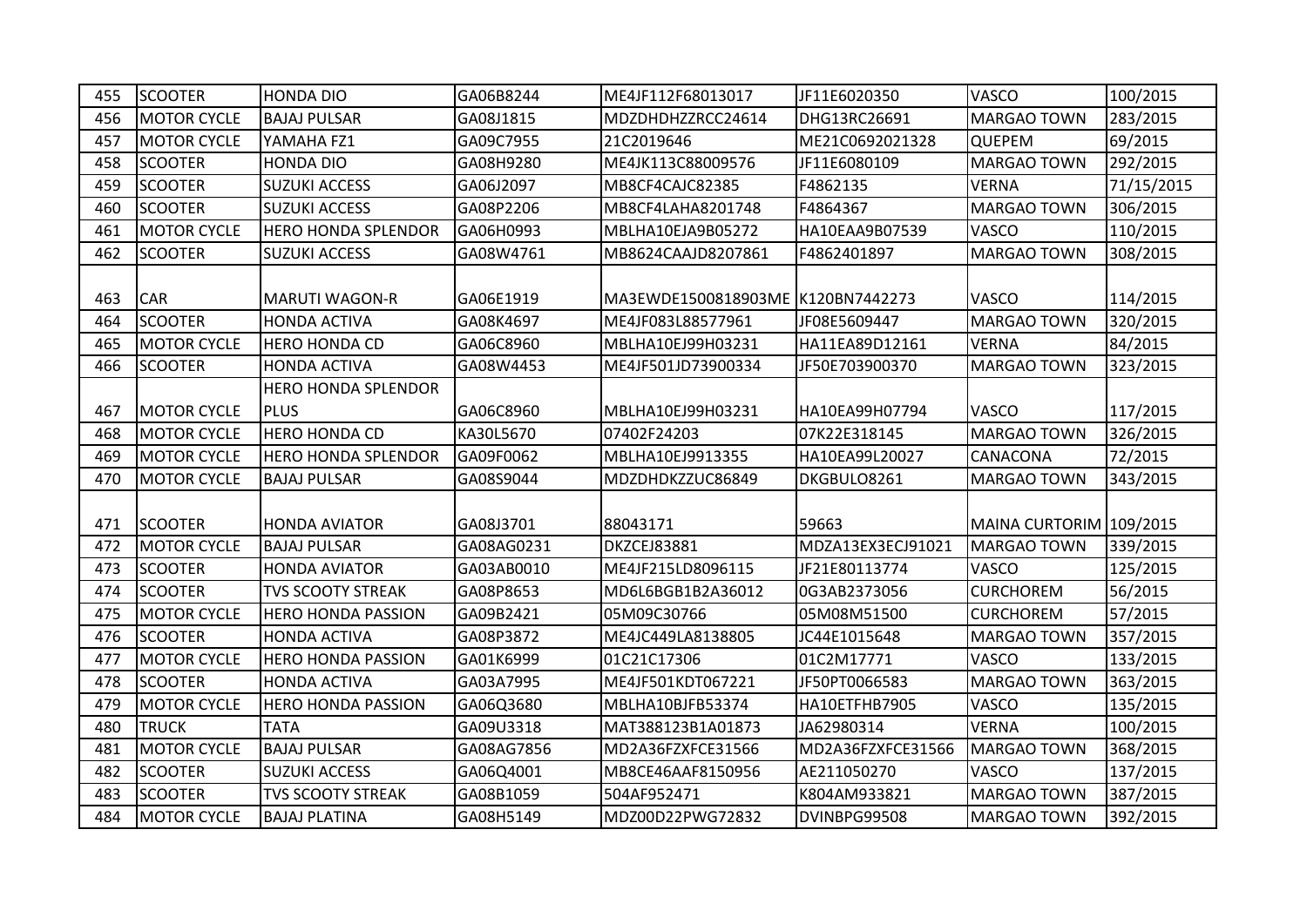| 455 | SCOOTER | HONDA DIO | GA06B8244 | ME4JF112F68013017 | JF11E6020350 | VASCO | 100/2015 |
|---|---|---|---|---|---|---|---|
| 456 | MOTOR CYCLE | BAJAJ PULSAR | GA08J1815 | MDZDHDHZZRCC24614 | DHG13RC26691 | MARGAO TOWN | 283/2015 |
| 457 | MOTOR CYCLE | YAMAHA FZ1 | GA09C7955 | 21C2019646 | ME21C0692021328 | QUEPEM | 69/2015 |
| 458 | SCOOTER | HONDA DIO | GA08H9280 | ME4JK113C88009576 | JF11E6080109 | MARGAO TOWN | 292/2015 |
| 459 | SCOOTER | SUZUKI ACCESS | GA06J2097 | MB8CF4CAJC82385 | F4862135 | VERNA | 71/15/2015 |
| 460 | SCOOTER | SUZUKI ACCESS | GA08P2206 | MB8CF4LAHA8201748 | F4864367 | MARGAO TOWN | 306/2015 |
| 461 | MOTOR CYCLE | HERO HONDA SPLENDOR | GA06H0993 | MBLHA10EJA9B05272 | HA10EAA9B07539 | VASCO | 110/2015 |
| 462 | SCOOTER | SUZUKI ACCESS | GA08W4761 | MB8624CAAJD8207861 | F4862401897 | MARGAO TOWN | 308/2015 |
| 463 | CAR | MARUTI WAGON-R | GA06E1919 | MA3EWDE1500818903ME | K120BN7442273 | VASCO | 114/2015 |
| 464 | SCOOTER | HONDA ACTIVA | GA08K4697 | ME4JF083L88577961 | JF08E5609447 | MARGAO TOWN | 320/2015 |
| 465 | MOTOR CYCLE | HERO HONDA CD | GA06C8960 | MBLHA10EJ99H03231 | HA11EA89D12161 | VERNA | 84/2015 |
| 466 | SCOOTER | HONDA ACTIVA | GA08W4453 | ME4JF501JD73900334 | JF50E703900370 | MARGAO TOWN | 323/2015 |
| 467 | MOTOR CYCLE | HERO HONDA SPLENDOR PLUS | GA06C8960 | MBLHA10EJ99H03231 | HA10EA99H07794 | VASCO | 117/2015 |
| 468 | MOTOR CYCLE | HERO HONDA CD | KA30L5670 | 07402F24203 | 07K22E318145 | MARGAO TOWN | 326/2015 |
| 469 | MOTOR CYCLE | HERO HONDA SPLENDOR | GA09F0062 | MBLHA10EJ9913355 | HA10EA99L20027 | CANACONA | 72/2015 |
| 470 | MOTOR CYCLE | BAJAJ PULSAR | GA08S9044 | MDZDHDKZZUC86849 | DKGBULO8261 | MARGAO TOWN | 343/2015 |
| 471 | SCOOTER | HONDA AVIATOR | GA08J3701 | 88043171 | 59663 | MAINA CURTORIM | 109/2015 |
| 472 | MOTOR CYCLE | BAJAJ PULSAR | GA08AG0231 | DKZCEJ83881 | MDZA13EX3ECJ91021 | MARGAO TOWN | 339/2015 |
| 473 | SCOOTER | HONDA AVIATOR | GA03AB0010 | ME4JF215LD8096115 | JF21E80113774 | VASCO | 125/2015 |
| 474 | SCOOTER | TVS SCOOTY STREAK | GA08P8653 | MD6L6BGB1B2A36012 | 0G3AB2373056 | CURCHOREM | 56/2015 |
| 475 | MOTOR CYCLE | HERO HONDA PASSION | GA09B2421 | 05M09C30766 | 05M08M51500 | CURCHOREM | 57/2015 |
| 476 | SCOOTER | HONDA ACTIVA | GA08P3872 | ME4JC449LA8138805 | JC44E1015648 | MARGAO TOWN | 357/2015 |
| 477 | MOTOR CYCLE | HERO HONDA PASSION | GA01K6999 | 01C21C17306 | 01C2M17771 | VASCO | 133/2015 |
| 478 | SCOOTER | HONDA ACTIVA | GA03A7995 | ME4JF501KDT067221 | JF50PT0066583 | MARGAO TOWN | 363/2015 |
| 479 | MOTOR CYCLE | HERO HONDA PASSION | GA06Q3680 | MBLHA10BJFB53374 | HA10ETFHB7905 | VASCO | 135/2015 |
| 480 | TRUCK | TATA | GA09U3318 | MAT388123B1A01873 | JA62980314 | VERNA | 100/2015 |
| 481 | MOTOR CYCLE | BAJAJ PULSAR | GA08AG7856 | MD2A36FZXFCE31566 | MD2A36FZXFCE31566 | MARGAO TOWN | 368/2015 |
| 482 | SCOOTER | SUZUKI ACCESS | GA06Q4001 | MB8CE46AAF8150956 | AE211050270 | VASCO | 137/2015 |
| 483 | SCOOTER | TVS SCOOTY STREAK | GA08B1059 | 504AF952471 | K804AM933821 | MARGAO TOWN | 387/2015 |
| 484 | MOTOR CYCLE | BAJAJ PLATINA | GA08H5149 | MDZ00D22PWG72832 | DVINBPG99508 | MARGAO TOWN | 392/2015 |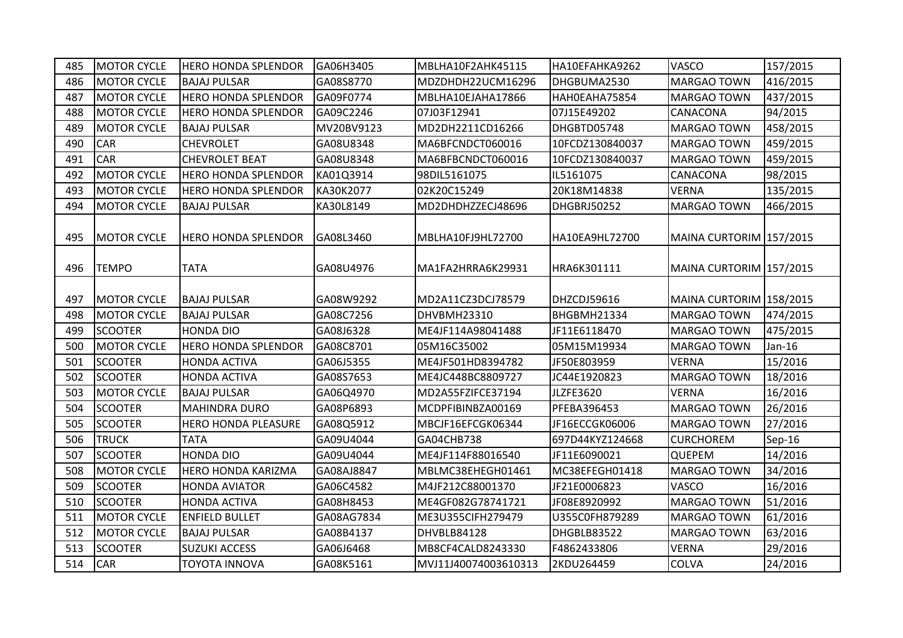| 485 | MOTOR CYCLE | HERO HONDA SPLENDOR | GA06H3405 | MBLHA10F2AHK45115 | HA10EFAHKA9262 | VASCO | 157/2015 |
|---|---|---|---|---|---|---|---|
| 486 | MOTOR CYCLE | BAJAJ PULSAR | GA08S8770 | MDZDHDH22UCM16296 | DHGBUMA2530 | MARGAO TOWN | 416/2015 |
| 487 | MOTOR CYCLE | HERO HONDA SPLENDOR | GA09F0774 | MBLHA10EJAHA17866 | HAH0EAHA75854 | MARGAO TOWN | 437/2015 |
| 488 | MOTOR CYCLE | HERO HONDA SPLENDOR | GA09C2246 | 07J03F12941 | 07J15E49202 | CANACONA | 94/2015 |
| 489 | MOTOR CYCLE | BAJAJ PULSAR | MV20BV9123 | MD2DH2211CD16266 | DHGBTD05748 | MARGAO TOWN | 458/2015 |
| 490 | CAR | CHEVROLET | GA08U8348 | MA6BFCNDCT060016 | 10FCDZ130840037 | MARGAO TOWN | 459/2015 |
| 491 | CAR | CHEVROLET BEAT | GA08U8348 | MA6BFBCNDCT060016 | 10FCDZ130840037 | MARGAO TOWN | 459/2015 |
| 492 | MOTOR CYCLE | HERO HONDA SPLENDOR | KA01Q3914 | 98DIL5161075 | IL5161075 | CANACONA | 98/2015 |
| 493 | MOTOR CYCLE | HERO HONDA SPLENDOR | KA30K2077 | 02K20C15249 | 20K18M14838 | VERNA | 135/2015 |
| 494 | MOTOR CYCLE | BAJAJ PULSAR | KA30L8149 | MD2DHDHZZECJ48696 | DHGBRJ50252 | MARGAO TOWN | 466/2015 |
| 495 | MOTOR CYCLE | HERO HONDA SPLENDOR | GA08L3460 | MBLHA10FJ9HL72700 | HA10EA9HL72700 | MAINA CURTORIM | 157/2015 |
| 496 | TEMPO | TATA | GA08U4976 | MA1FA2HRRA6K29931 | HRA6K301111 | MAINA CURTORIM | 157/2015 |
| 497 | MOTOR CYCLE | BAJAJ PULSAR | GA08W9292 | MD2A11CZ3DCJ78579 | DHZCDJ59616 | MAINA CURTORIM | 158/2015 |
| 498 | MOTOR CYCLE | BAJAJ PULSAR | GA08C7256 | DHVBMH23310 | BHGBMH21334 | MARGAO TOWN | 474/2015 |
| 499 | SCOOTER | HONDA DIO | GA08J6328 | ME4JF114A98041488 | JF11E6118470 | MARGAO TOWN | 475/2015 |
| 500 | MOTOR CYCLE | HERO HONDA SPLENDOR | GA08C8701 | 05M16C35002 | 05M15M19934 | MARGAO TOWN | Jan-16 |
| 501 | SCOOTER | HONDA ACTIVA | GA06J5355 | ME4JF501HD8394782 | JF50E803959 | VERNA | 15/2016 |
| 502 | SCOOTER | HONDA ACTIVA | GA08S7653 | ME4JC448BC8809727 | JC44E1920823 | MARGAO TOWN | 18/2016 |
| 503 | MOTOR CYCLE | BAJAJ PULSAR | GA06Q4970 | MD2A55FZIFCE37194 | JLZFE3620 | VERNA | 16/2016 |
| 504 | SCOOTER | MAHINDRA DURO | GA08P6893 | MCDPFIBINBZA00169 | PFEBA396453 | MARGAO TOWN | 26/2016 |
| 505 | SCOOTER | HERO HONDA PLEASURE | GA08Q5912 | MBCJF16EFCGK06344 | JF16ECCGK06006 | MARGAO TOWN | 27/2016 |
| 506 | TRUCK | TATA | GA09U4044 | GA04CHB738 | 697D44KYZ124668 | CURCHOREM | Sep-16 |
| 507 | SCOOTER | HONDA DIO | GA09U4044 | ME4JF114F88016540 | JF11E6090021 | QUEPEM | 14/2016 |
| 508 | MOTOR CYCLE | HERO HONDA KARIZMA | GA08AJ8847 | MBLMC38EHEGH01461 | MC38EFEGH01418 | MARGAO TOWN | 34/2016 |
| 509 | SCOOTER | HONDA AVIATOR | GA06C4582 | M4JF212C88001370 | JF21E0006823 | VASCO | 16/2016 |
| 510 | SCOOTER | HONDA ACTIVA | GA08H8453 | ME4GF082G78741721 | JF08E8920992 | MARGAO TOWN | 51/2016 |
| 511 | MOTOR CYCLE | ENFIELD BULLET | GA08AG7834 | ME3U355CIFH279479 | U355C0FH879289 | MARGAO TOWN | 61/2016 |
| 512 | MOTOR CYCLE | BAJAJ PULSAR | GA08B4137 | DHVBLB84128 | DHGBLB83522 | MARGAO TOWN | 63/2016 |
| 513 | SCOOTER | SUZUKI ACCESS | GA06J6468 | MB8CF4CALD8243330 | F4862433806 | VERNA | 29/2016 |
| 514 | CAR | TOYOTA INNOVA | GA08K5161 | MVJ11J40074003610313 | 2KDU264459 | COLVA | 24/2016 |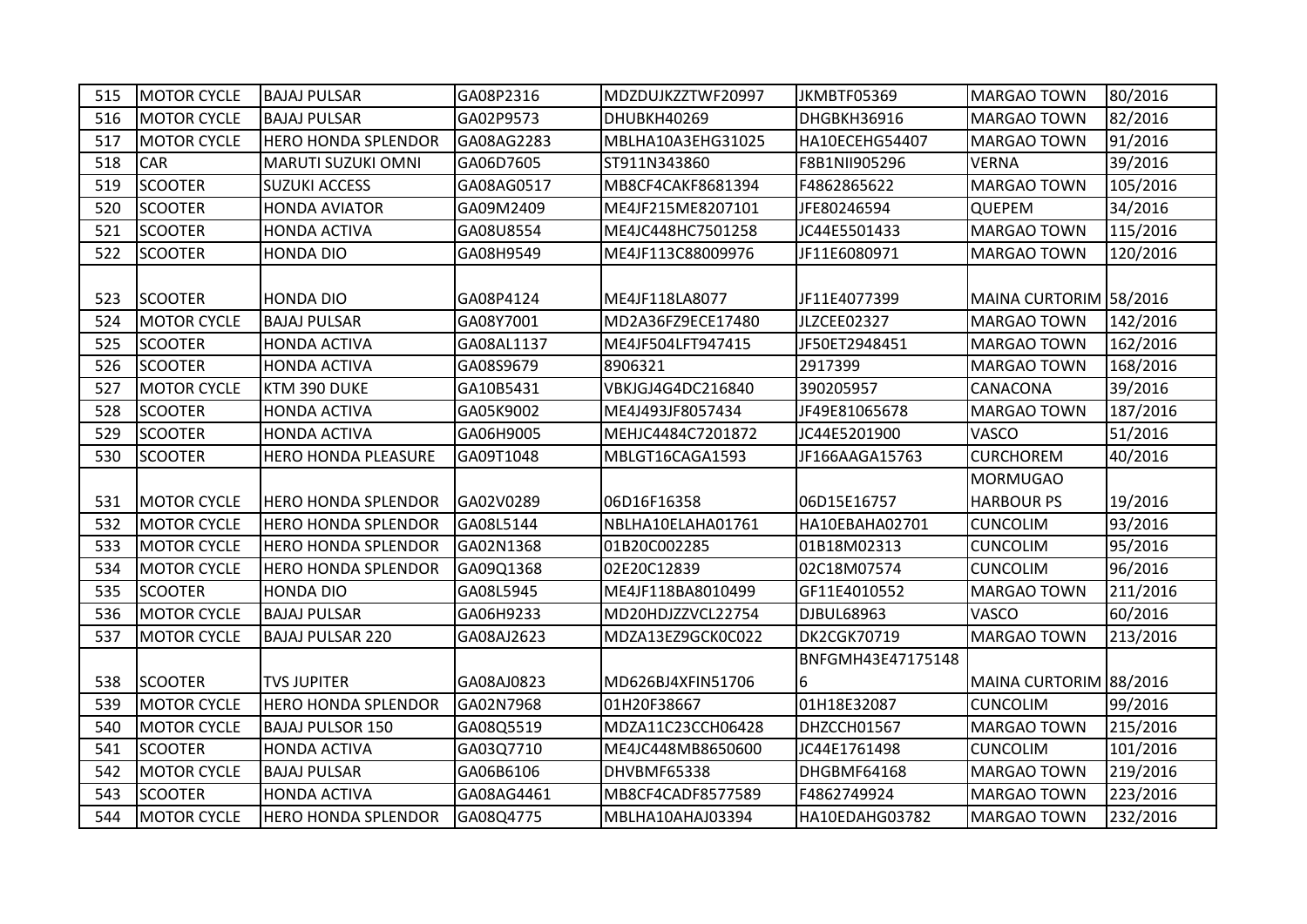| 515 | MOTOR CYCLE | BAJAJ PULSAR | GA08P2316 | MDZDUJKZZTWF20997 | JKMBTF05369 | MARGAO TOWN | 80/2016 |
|---|---|---|---|---|---|---|---|
| 516 | MOTOR CYCLE | BAJAJ PULSAR | GA02P9573 | DHUBKH40269 | DHGBKH36916 | MARGAO TOWN | 82/2016 |
| 517 | MOTOR CYCLE | HERO HONDA SPLENDOR | GA08AG2283 | MBLHA10A3EHG31025 | HA10ECEHG54407 | MARGAO TOWN | 91/2016 |
| 518 | CAR | MARUTI SUZUKI OMNI | GA06D7605 | ST911N343860 | F8B1NII905296 | VERNA | 39/2016 |
| 519 | SCOOTER | SUZUKI ACCESS | GA08AG0517 | MB8CF4CAKF8681394 | F4862865622 | MARGAO TOWN | 105/2016 |
| 520 | SCOOTER | HONDA AVIATOR | GA09M2409 | ME4JF215ME8207101 | JFE80246594 | QUEPEM | 34/2016 |
| 521 | SCOOTER | HONDA ACTIVA | GA08U8554 | ME4JC448HC7501258 | JC44E5501433 | MARGAO TOWN | 115/2016 |
| 522 | SCOOTER | HONDA DIO | GA08H9549 | ME4JF113C88009976 | JF11E6080971 | MARGAO TOWN | 120/2016 |
| 523 | SCOOTER | HONDA DIO | GA08P4124 | ME4JF118LA8077 | JF11E4077399 | MAINA CURTORIM | 58/2016 |
| 524 | MOTOR CYCLE | BAJAJ PULSAR | GA08Y7001 | MD2A36FZ9ECE17480 | JLZCEE02327 | MARGAO TOWN | 142/2016 |
| 525 | SCOOTER | HONDA ACTIVA | GA08AL1137 | ME4JF504LFT947415 | JF50ET2948451 | MARGAO TOWN | 162/2016 |
| 526 | SCOOTER | HONDA ACTIVA | GA08S9679 | 8906321 | 2917399 | MARGAO TOWN | 168/2016 |
| 527 | MOTOR CYCLE | KTM 390 DUKE | GA10B5431 | VBKJGJ4G4DC216840 | 390205957 | CANACONA | 39/2016 |
| 528 | SCOOTER | HONDA ACTIVA | GA05K9002 | ME4J493JF8057434 | JF49E81065678 | MARGAO TOWN | 187/2016 |
| 529 | SCOOTER | HONDA ACTIVA | GA06H9005 | MEHJC4484C7201872 | JC44E5201900 | VASCO | 51/2016 |
| 530 | SCOOTER | HERO HONDA PLEASURE | GA09T1048 | MBLGT16CAGA1593 | JF166AAGA15763 | CURCHOREM | 40/2016 |
| 531 | MOTOR CYCLE | HERO HONDA SPLENDOR | GA02V0289 | 06D16F16358 | 06D15E16757 | MORMUGAO HARBOUR PS | 19/2016 |
| 532 | MOTOR CYCLE | HERO HONDA SPLENDOR | GA08L5144 | NBLHA10ELAHA01761 | HA10EBAHA02701 | CUNCOLIM | 93/2016 |
| 533 | MOTOR CYCLE | HERO HONDA SPLENDOR | GA02N1368 | 01B20C002285 | 01B18M02313 | CUNCOLIM | 95/2016 |
| 534 | MOTOR CYCLE | HERO HONDA SPLENDOR | GA09Q1368 | 02E20C12839 | 02C18M07574 | CUNCOLIM | 96/2016 |
| 535 | SCOOTER | HONDA DIO | GA08L5945 | ME4JF118BA8010499 | GF11E4010552 | MARGAO TOWN | 211/2016 |
| 536 | MOTOR CYCLE | BAJAJ PULSAR | GA06H9233 | MD20HDJZZVCL22754 | DJBUL68963 | VASCO | 60/2016 |
| 537 | MOTOR CYCLE | BAJAJ PULSAR 220 | GA08AJ2623 | MDZA13EZ9GCK0C022 | DK2CGK70719 | MARGAO TOWN | 213/2016 |
| 538 | SCOOTER | TVS JUPITER | GA08AJ0823 | MD626BJ4XFIN51706 | BNFGMH43E47175148 6 | MAINA CURTORIM | 88/2016 |
| 539 | MOTOR CYCLE | HERO HONDA SPLENDOR | GA02N7968 | 01H20F38667 | 01H18E32087 | CUNCOLIM | 99/2016 |
| 540 | MOTOR CYCLE | BAJAJ PULSOR 150 | GA08Q5519 | MDZA11C23CCH06428 | DHZCCH01567 | MARGAO TOWN | 215/2016 |
| 541 | SCOOTER | HONDA ACTIVA | GA03Q7710 | ME4JC448MB8650600 | JC44E1761498 | CUNCOLIM | 101/2016 |
| 542 | MOTOR CYCLE | BAJAJ PULSAR | GA06B6106 | DHVBMF65338 | DHGBMF64168 | MARGAO TOWN | 219/2016 |
| 543 | SCOOTER | HONDA ACTIVA | GA08AG4461 | MB8CF4CADF8577589 | F4862749924 | MARGAO TOWN | 223/2016 |
| 544 | MOTOR CYCLE | HERO HONDA SPLENDOR | GA08Q4775 | MBLHA10AHAJ03394 | HA10EDAHG03782 | MARGAO TOWN | 232/2016 |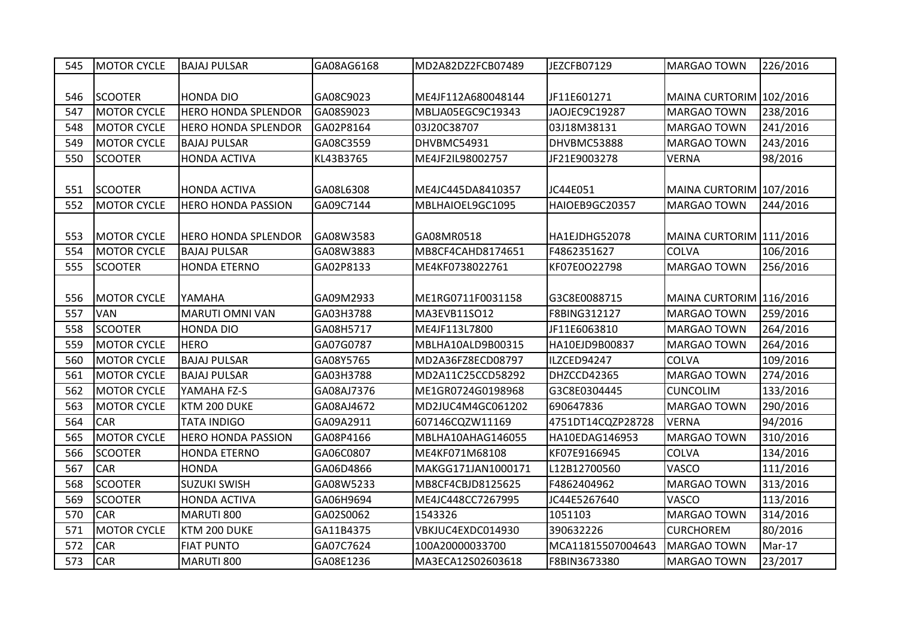| 545 | MOTOR CYCLE | BAJAJ PULSAR | GA08AG6168 | MD2A82DZ2FCB07489 | JEZCFB07129 | MARGAO TOWN | 226/2016 |
|---|---|---|---|---|---|---|---|
| 546 | SCOOTER | HONDA DIO | GA08C9023 | ME4JF112A680048144 | JF11E601271 | MAINA CURTORIM | 102/2016 |
| 547 | MOTOR CYCLE | HERO HONDA SPLENDOR | GA08S9023 | MBLJA05EGC9C19343 | JAOJEC9C19287 | MARGAO TOWN | 238/2016 |
| 548 | MOTOR CYCLE | HERO HONDA SPLENDOR | GA02P8164 | 03J20C38707 | 03J18M38131 | MARGAO TOWN | 241/2016 |
| 549 | MOTOR CYCLE | BAJAJ PULSAR | GA08C3559 | DHVBMC54931 | DHVBMC53888 | MARGAO TOWN | 243/2016 |
| 550 | SCOOTER | HONDA ACTIVA | KL43B3765 | ME4JF2IL98002757 | JF21E9003278 | VERNA | 98/2016 |
| 551 | SCOOTER | HONDA ACTIVA | GA08L6308 | ME4JC445DA8410357 | JC44E051 | MAINA CURTORIM | 107/2016 |
| 552 | MOTOR CYCLE | HERO HONDA PASSION | GA09C7144 | MBLHAIOEL9GC1095 | HAIOEB9GC20357 | MARGAO TOWN | 244/2016 |
| 553 | MOTOR CYCLE | HERO HONDA SPLENDOR | GA08W3583 | GA08MR0518 | HA1EJDHG52078 | MAINA CURTORIM | 111/2016 |
| 554 | MOTOR CYCLE | BAJAJ PULSAR | GA08W3883 | MB8CF4CAHD8174651 | F4862351627 | COLVA | 106/2016 |
| 555 | SCOOTER | HONDA ETERNO | GA02P8133 | ME4KF0738022761 | KF07E0O22798 | MARGAO TOWN | 256/2016 |
| 556 | MOTOR CYCLE | YAMAHA | GA09M2933 | ME1RG0711F0031158 | G3C8E0088715 | MAINA CURTORIM | 116/2016 |
| 557 | VAN | MARUTI OMNI VAN | GA03H3788 | MA3EVB11SO12 | F8BING312127 | MARGAO TOWN | 259/2016 |
| 558 | SCOOTER | HONDA DIO | GA08H5717 | ME4JF113L7800 | JF11E6063810 | MARGAO TOWN | 264/2016 |
| 559 | MOTOR CYCLE | HERO | GA07G0787 | MBLHA10ALD9B00315 | HA10EJD9B00837 | MARGAO TOWN | 264/2016 |
| 560 | MOTOR CYCLE | BAJAJ PULSAR | GA08Y5765 | MD2A36FZ8ECD08797 | ILZCED94247 | COLVA | 109/2016 |
| 561 | MOTOR CYCLE | BAJAJ PULSAR | GA03H3788 | MD2A11C25CCD58292 | DHZCCD42365 | MARGAO TOWN | 274/2016 |
| 562 | MOTOR CYCLE | YAMAHA FZ-S | GA08AJ7376 | ME1GR0724G0198968 | G3C8E0304445 | CUNCOLIM | 133/2016 |
| 563 | MOTOR CYCLE | KTM 200 DUKE | GA08AJ4672 | MD2JUC4M4GC061202 | 690647836 | MARGAO TOWN | 290/2016 |
| 564 | CAR | TATA INDIGO | GA09A2911 | 607146CQZW11169 | 4751DT14CQZP28728 | VERNA | 94/2016 |
| 565 | MOTOR CYCLE | HERO HONDA PASSION | GA08P4166 | MBLHA10AHAG146055 | HA10EDAG146953 | MARGAO TOWN | 310/2016 |
| 566 | SCOOTER | HONDA ETERNO | GA06C0807 | ME4KF071M68108 | KF07E9166945 | COLVA | 134/2016 |
| 567 | CAR | HONDA | GA06D4866 | MAKGG171JAN1000171 | L12B12700560 | VASCO | 111/2016 |
| 568 | SCOOTER | SUZUKI SWISH | GA08W5233 | MB8CF4CBJD8125625 | F4862404962 | MARGAO TOWN | 313/2016 |
| 569 | SCOOTER | HONDA ACTIVA | GA06H9694 | ME4JC448CC7267995 | JC44E5267640 | VASCO | 113/2016 |
| 570 | CAR | MARUTI 800 | GA02S0062 | 1543326 | 1051103 | MARGAO TOWN | 314/2016 |
| 571 | MOTOR CYCLE | KTM 200 DUKE | GA11B4375 | VBKJUC4EXDC014930 | 390632226 | CURCHOREM | 80/2016 |
| 572 | CAR | FIAT PUNTO | GA07C7624 | 100A20000033700 | MCA11815507004643 | MARGAO TOWN | Mar-17 |
| 573 | CAR | MARUTI 800 | GA08E1236 | MA3ECA12S02603618 | F8BIN3673380 | MARGAO TOWN | 23/2017 |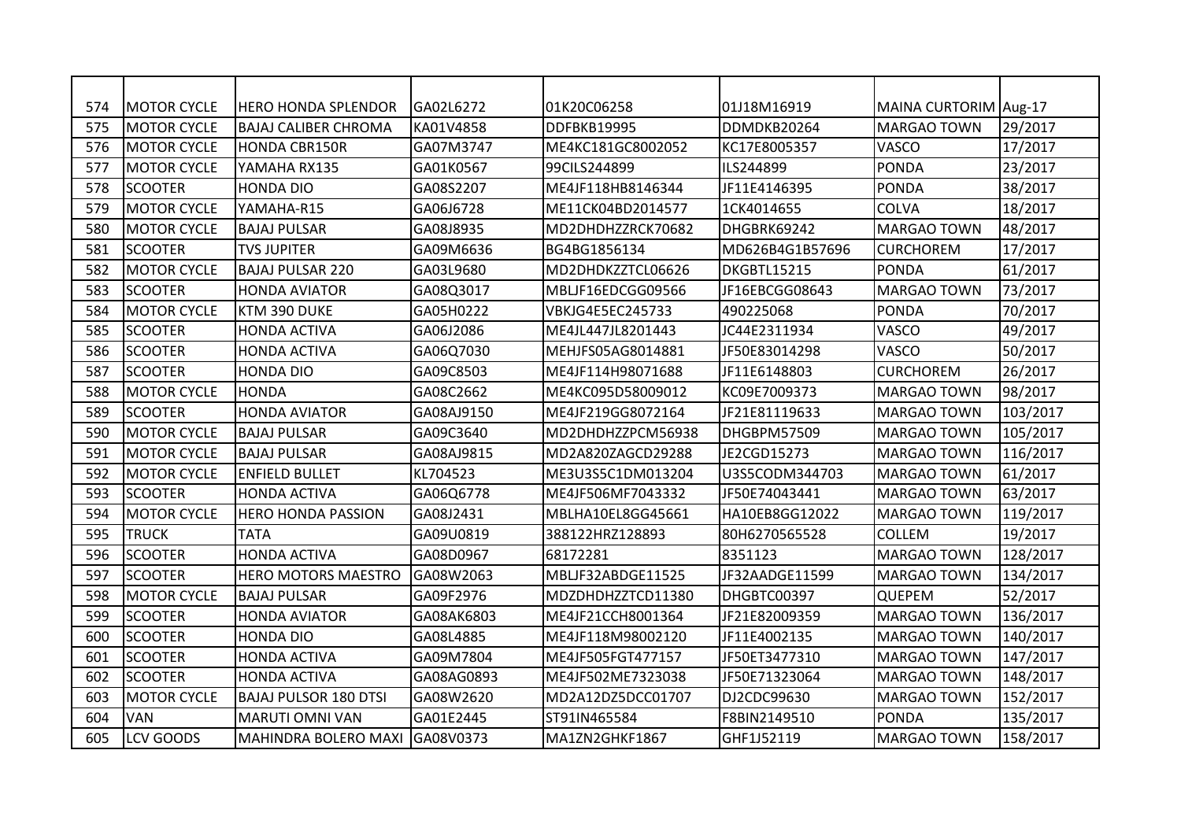| | | | | | | | |
|---|---|---|---|---|---|---|---|
| 574 | MOTOR CYCLE | HERO HONDA SPLENDOR | GA02L6272 | 01K20C06258 | 01J18M16919 | MAINA CURTORIM | Aug-17 |
| 575 | MOTOR CYCLE | BAJAJ CALIBER CHROMA | KA01V4858 | DDFBKB19995 | DDMDKB20264 | MARGAO TOWN | 29/2017 |
| 576 | MOTOR CYCLE | HONDA CBR150R | GA07M3747 | ME4KC181GC8002052 | KC17E8005357 | VASCO | 17/2017 |
| 577 | MOTOR CYCLE | YAMAHA RX135 | GA01K0567 | 99CILS244899 | ILS244899 | PONDA | 23/2017 |
| 578 | SCOOTER | HONDA DIO | GA08S2207 | ME4JF118HB8146344 | JF11E4146395 | PONDA | 38/2017 |
| 579 | MOTOR CYCLE | YAMAHA-R15 | GA06J6728 | ME11CK04BD2014577 | 1CK4014655 | COLVA | 18/2017 |
| 580 | MOTOR CYCLE | BAJAJ PULSAR | GA08J8935 | MD2DHDHZZRCK70682 | DHGBRK69242 | MARGAO TOWN | 48/2017 |
| 581 | SCOOTER | TVS JUPITER | GA09M6636 | BG4BG1856134 | MD626B4G1B57696 | CURCHOREM | 17/2017 |
| 582 | MOTOR CYCLE | BAJAJ PULSAR 220 | GA03L9680 | MD2DHDKZZTCL06626 | DKGBTL15215 | PONDA | 61/2017 |
| 583 | SCOOTER | HONDA AVIATOR | GA08Q3017 | MBLJF16EDCGG09566 | JF16EBCGG08643 | MARGAO TOWN | 73/2017 |
| 584 | MOTOR CYCLE | KTM 390 DUKE | GA05H0222 | VBKJG4E5EC245733 | 490225068 | PONDA | 70/2017 |
| 585 | SCOOTER | HONDA ACTIVA | GA06J2086 | ME4JL447JL8201443 | JC44E2311934 | VASCO | 49/2017 |
| 586 | SCOOTER | HONDA ACTIVA | GA06Q7030 | MEHJFS05AG8014881 | JF50E83014298 | VASCO | 50/2017 |
| 587 | SCOOTER | HONDA DIO | GA09C8503 | ME4JF114H98071688 | JF11E6148803 | CURCHOREM | 26/2017 |
| 588 | MOTOR CYCLE | HONDA | GA08C2662 | ME4KC095D58009012 | KC09E7009373 | MARGAO TOWN | 98/2017 |
| 589 | SCOOTER | HONDA AVIATOR | GA08AJ9150 | ME4JF219GG8072164 | JF21E81119633 | MARGAO TOWN | 103/2017 |
| 590 | MOTOR CYCLE | BAJAJ PULSAR | GA09C3640 | MD2DHDHZZPCM56938 | DHGBPM57509 | MARGAO TOWN | 105/2017 |
| 591 | MOTOR CYCLE | BAJAJ PULSAR | GA08AJ9815 | MD2A820ZAGCD29288 | JE2CGD15273 | MARGAO TOWN | 116/2017 |
| 592 | MOTOR CYCLE | ENFIELD BULLET | KL704523 | ME3U3S5C1DM013204 | U3S5CODM344703 | MARGAO TOWN | 61/2017 |
| 593 | SCOOTER | HONDA ACTIVA | GA06Q6778 | ME4JF506MF7043332 | JF50E74043441 | MARGAO TOWN | 63/2017 |
| 594 | MOTOR CYCLE | HERO HONDA PASSION | GA08J2431 | MBLHA10EL8GG45661 | HA10EB8GG12022 | MARGAO TOWN | 119/2017 |
| 595 | TRUCK | TATA | GA09U0819 | 388122HRZ128893 | 80H6270565528 | COLLEM | 19/2017 |
| 596 | SCOOTER | HONDA ACTIVA | GA08D0967 | 68172281 | 8351123 | MARGAO TOWN | 128/2017 |
| 597 | SCOOTER | HERO MOTORS MAESTRO | GA08W2063 | MBLJF32ABDGE11525 | JF32AADGE11599 | MARGAO TOWN | 134/2017 |
| 598 | MOTOR CYCLE | BAJAJ PULSAR | GA09F2976 | MDZDHDHZZTCD11380 | DHGBTC00397 | QUEPEM | 52/2017 |
| 599 | SCOOTER | HONDA AVIATOR | GA08AK6803 | ME4JF21CCH8001364 | JF21E82009359 | MARGAO TOWN | 136/2017 |
| 600 | SCOOTER | HONDA DIO | GA08L4885 | ME4JF118M98002120 | JF11E4002135 | MARGAO TOWN | 140/2017 |
| 601 | SCOOTER | HONDA ACTIVA | GA09M7804 | ME4JF505FGT477157 | JF50ET3477310 | MARGAO TOWN | 147/2017 |
| 602 | SCOOTER | HONDA ACTIVA | GA08AG0893 | ME4JF502ME7323038 | JF50E71323064 | MARGAO TOWN | 148/2017 |
| 603 | MOTOR CYCLE | BAJAJ PULSOR 180 DTSI | GA08W2620 | MD2A12DZ5DCC01707 | DJ2CDC99630 | MARGAO TOWN | 152/2017 |
| 604 | VAN | MARUTI OMNI VAN | GA01E2445 | ST91IN465584 | F8BIN2149510 | PONDA | 135/2017 |
| 605 | LCV GOODS | MAHINDRA BOLERO MAXI | GA08V0373 | MA1ZN2GHKF1867 | GHF1J52119 | MARGAO TOWN | 158/2017 |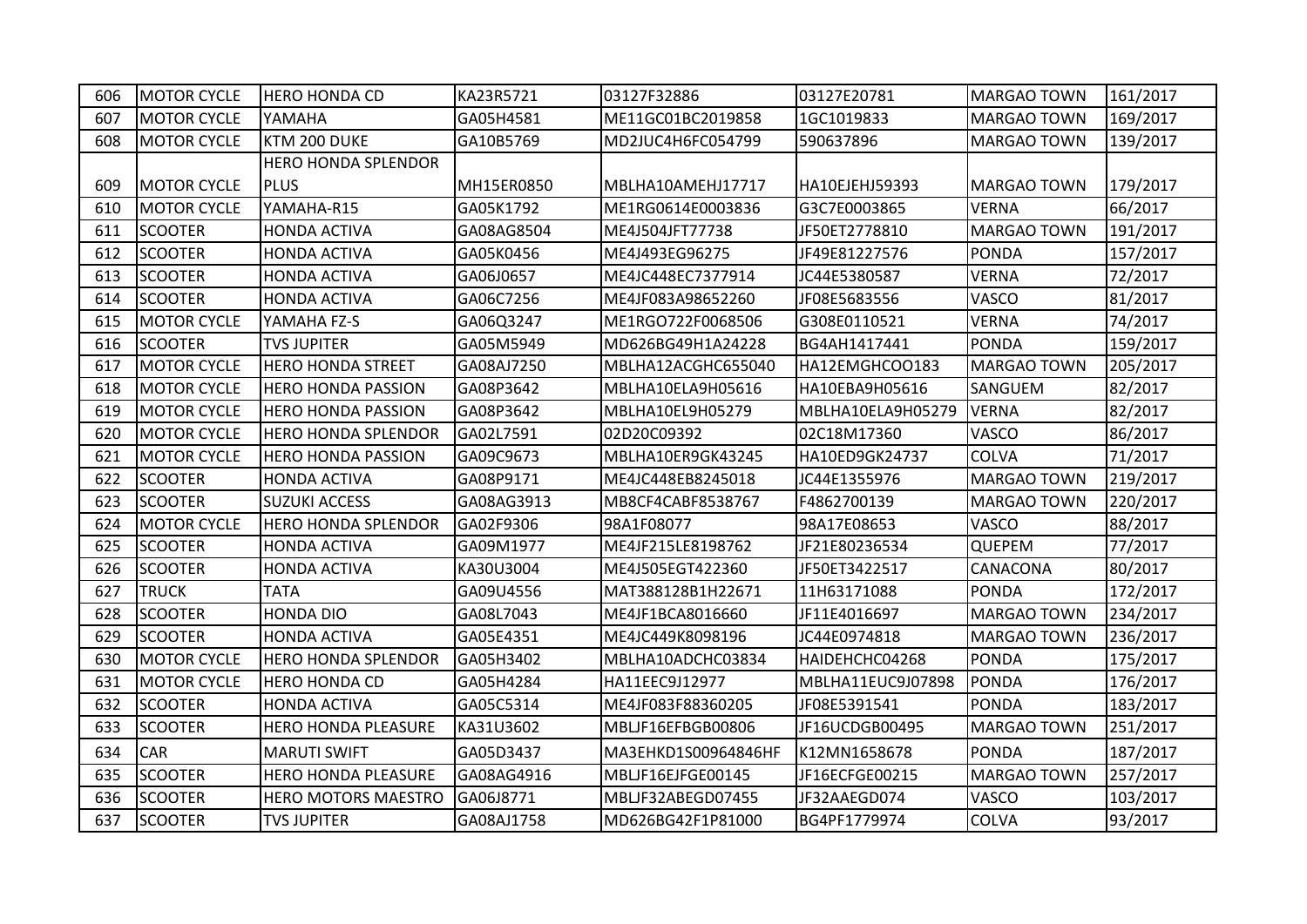| | | | | | | | |
|---|---|---|---|---|---|---|---|
| 606 | MOTOR CYCLE | HERO HONDA CD | KA23R5721 | 03127F32886 | 03127E20781 | MARGAO TOWN | 161/2017 |
| 607 | MOTOR CYCLE | YAMAHA | GA05H4581 | ME11GC01BC2019858 | 1GC1019833 | MARGAO TOWN | 169/2017 |
| 608 | MOTOR CYCLE | KTM 200 DUKE | GA10B5769 | MD2JUC4H6FC054799 | 590637896 | MARGAO TOWN | 139/2017 |
| 609 | MOTOR CYCLE | HERO HONDA SPLENDOR PLUS | MH15ER0850 | MBLHA10AMEHJ17717 | HA10EJEHJ59393 | MARGAO TOWN | 179/2017 |
| 610 | MOTOR CYCLE | YAMAHA-R15 | GA05K1792 | ME1RG0614E0003836 | G3C7E0003865 | VERNA | 66/2017 |
| 611 | SCOOTER | HONDA ACTIVA | GA08AG8504 | ME4J504JFT77738 | JF50ET2778810 | MARGAO TOWN | 191/2017 |
| 612 | SCOOTER | HONDA ACTIVA | GA05K0456 | ME4J493EG96275 | JF49E81227576 | PONDA | 157/2017 |
| 613 | SCOOTER | HONDA ACTIVA | GA06J0657 | ME4JC448EC7377914 | JC44E5380587 | VERNA | 72/2017 |
| 614 | SCOOTER | HONDA ACTIVA | GA06C7256 | ME4JF083A98652260 | JF08E5683556 | VASCO | 81/2017 |
| 615 | MOTOR CYCLE | YAMAHA FZ-S | GA06Q3247 | ME1RGO722F0068506 | G308E0110521 | VERNA | 74/2017 |
| 616 | SCOOTER | TVS JUPITER | GA05M5949 | MD626BG49H1A24228 | BG4AH1417441 | PONDA | 159/2017 |
| 617 | MOTOR CYCLE | HERO HONDA STREET | GA08AJ7250 | MBLHA12ACGHC655040 | HA12EMGHCOO183 | MARGAO TOWN | 205/2017 |
| 618 | MOTOR CYCLE | HERO HONDA PASSION | GA08P3642 | MBLHA10ELA9H05616 | HA10EBA9H05616 | SANGUEM | 82/2017 |
| 619 | MOTOR CYCLE | HERO HONDA PASSION | GA08P3642 | MBLHA10EL9H05279 | MBLHA10ELA9H05279 | VERNA | 82/2017 |
| 620 | MOTOR CYCLE | HERO HONDA SPLENDOR | GA02L7591 | 02D20C09392 | 02C18M17360 | VASCO | 86/2017 |
| 621 | MOTOR CYCLE | HERO HONDA PASSION | GA09C9673 | MBLHA10ER9GK43245 | HA10ED9GK24737 | COLVA | 71/2017 |
| 622 | SCOOTER | HONDA ACTIVA | GA08P9171 | ME4JC448EB8245018 | JC44E1355976 | MARGAO TOWN | 219/2017 |
| 623 | SCOOTER | SUZUKI ACCESS | GA08AG3913 | MB8CF4CABF8538767 | F4862700139 | MARGAO TOWN | 220/2017 |
| 624 | MOTOR CYCLE | HERO HONDA SPLENDOR | GA02F9306 | 98A1F08077 | 98A17E08653 | VASCO | 88/2017 |
| 625 | SCOOTER | HONDA ACTIVA | GA09M1977 | ME4JF215LE8198762 | JF21E80236534 | QUEPEM | 77/2017 |
| 626 | SCOOTER | HONDA ACTIVA | KA30U3004 | ME4J505EGT422360 | JF50ET3422517 | CANACONA | 80/2017 |
| 627 | TRUCK | TATA | GA09U4556 | MAT388128B1H22671 | 11H63171088 | PONDA | 172/2017 |
| 628 | SCOOTER | HONDA DIO | GA08L7043 | ME4JF1BCA8016660 | JF11E4016697 | MARGAO TOWN | 234/2017 |
| 629 | SCOOTER | HONDA ACTIVA | GA05E4351 | ME4JC449K8098196 | JC44E0974818 | MARGAO TOWN | 236/2017 |
| 630 | MOTOR CYCLE | HERO HONDA SPLENDOR | GA05H3402 | MBLHA10ADCHC03834 | HAIDEHCHC04268 | PONDA | 175/2017 |
| 631 | MOTOR CYCLE | HERO HONDA CD | GA05H4284 | HA11EEC9J12977 | MBLHA11EUC9J07898 | PONDA | 176/2017 |
| 632 | SCOOTER | HONDA ACTIVA | GA05C5314 | ME4JF083F88360205 | JF08E5391541 | PONDA | 183/2017 |
| 633 | SCOOTER | HERO HONDA PLEASURE | KA31U3602 | MBLJF16EFBGB00806 | JF16UCDGB00495 | MARGAO TOWN | 251/2017 |
| 634 | CAR | MARUTI SWIFT | GA05D3437 | MA3EHKD1S00964846HF | K12MN1658678 | PONDA | 187/2017 |
| 635 | SCOOTER | HERO HONDA PLEASURE | GA08AG4916 | MBLJF16EJFGE00145 | JF16ECFGE00215 | MARGAO TOWN | 257/2017 |
| 636 | SCOOTER | HERO MOTORS MAESTRO | GA06J8771 | MBLJF32ABEGD07455 | JF32AAEGD074 | VASCO | 103/2017 |
| 637 | SCOOTER | TVS JUPITER | GA08AJ1758 | MD626BG42F1P81000 | BG4PF1779974 | COLVA | 93/2017 |